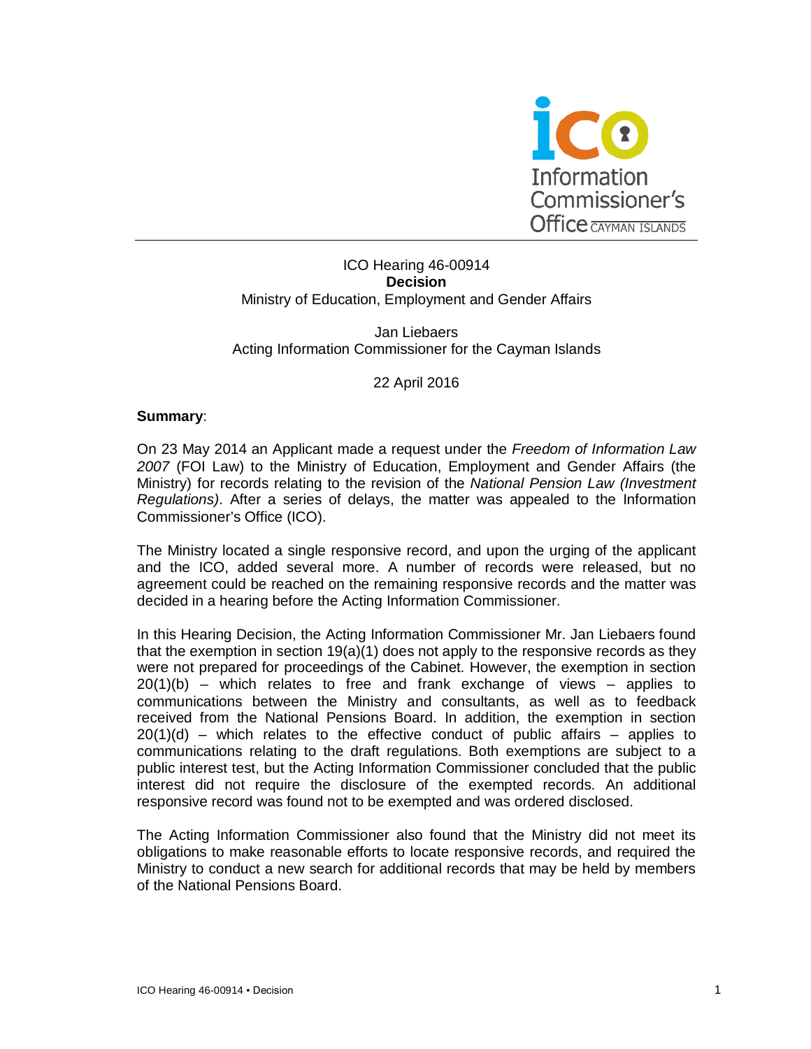ICO Hearing 46-00914
**Decision**
Ministry of Education, Employment and Gender Affairs

Jan Liebaers
Acting Information Commissioner for the Cayman Islands

22 April 2016

**Summary**:

On 23 May 2014 an Applicant made a request under the *Freedom of Information Law 2007* (FOI Law) to the Ministry of Education, Employment and Gender Affairs (the Ministry) for records relating to the revision of the *National Pension Law (Investment Regulations)*. After a series of delays, the matter was appealed to the Information Commissioner's Office (ICO).

The Ministry located a single responsive record, and upon the urging of the applicant and the ICO, added several more. A number of records were released, but no agreement could be reached on the remaining responsive records and the matter was decided in a hearing before the Acting Information Commissioner.

In this Hearing Decision, the Acting Information Commissioner Mr. Jan Liebaers found that the exemption in section 19(a)(1) does not apply to the responsive records as they were not prepared for proceedings of the Cabinet. However, the exemption in section 20(1)(b) – which relates to free and frank exchange of views – applies to communications between the Ministry and consultants, as well as to feedback received from the National Pensions Board. In addition, the exemption in section 20(1)(d) – which relates to the effective conduct of public affairs – applies to communications relating to the draft regulations. Both exemptions are subject to a public interest test, but the Acting Information Commissioner concluded that the public interest did not require the disclosure of the exempted records. An additional responsive record was found not to be exempted and was ordered disclosed.

The Acting Information Commissioner also found that the Ministry did not meet its obligations to make reasonable efforts to locate responsive records, and required the Ministry to conduct a new search for additional records that may be held by members of the National Pensions Board.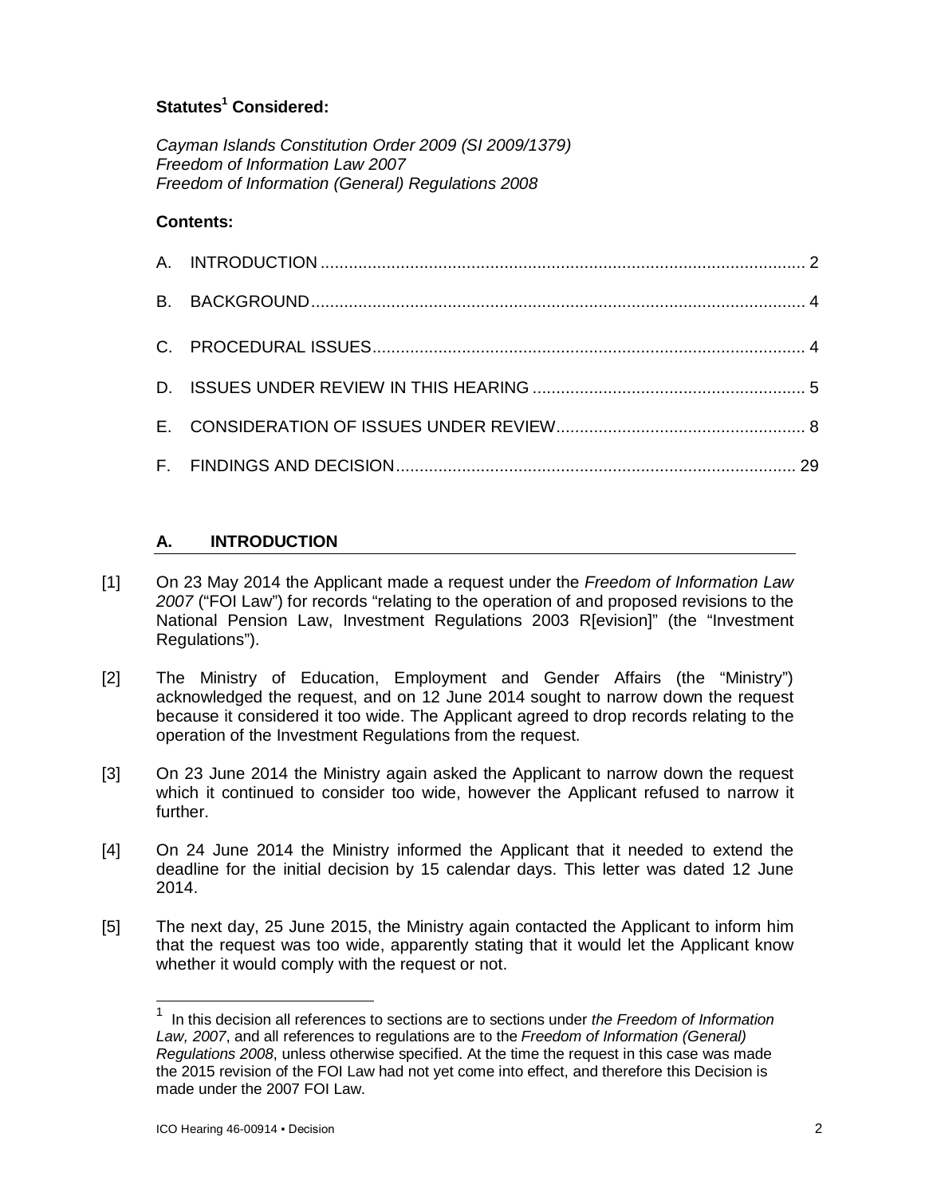**Statutes[1] Considered:**

*Cayman Islands Constitution Order 2009 (SI 2009/1379)*
*Freedom of Information Law 2007*
*Freedom of Information (General) Regulations 2008*

**Contents:**

A. INTRODUCTION ..... 2

B. BACKGROUND ..... 4

C. PROCEDURAL ISSUES ..... 4

D. ISSUES UNDER REVIEW IN THIS HEARING ..... 5

E. CONSIDERATION OF ISSUES UNDER REVIEW ..... 8

F. FINDINGS AND DECISION ..... 29

## A. INTRODUCTION

[1] On 23 May 2014 the Applicant made a request under the *Freedom of Information Law 2007* ("FOI Law") for records "relating to the operation of and proposed revisions to the National Pension Law, Investment Regulations 2003 R[evision]" (the "Investment Regulations").

[2] The Ministry of Education, Employment and Gender Affairs (the "Ministry") acknowledged the request, and on 12 June 2014 sought to narrow down the request because it considered it too wide. The Applicant agreed to drop records relating to the operation of the Investment Regulations from the request.

[3] On 23 June 2014 the Ministry again asked the Applicant to narrow down the request which it continued to consider too wide, however the Applicant refused to narrow it further.

[4] On 24 June 2014 the Ministry informed the Applicant that it needed to extend the deadline for the initial decision by 15 calendar days. This letter was dated 12 June 2014.

[5] The next day, 25 June 2015, the Ministry again contacted the Applicant to inform him that the request was too wide, apparently stating that it would let the Applicant know whether it would comply with the request or not.

---

[1] In this decision all references to sections are to sections under *the Freedom of Information Law, 2007*, and all references to regulations are to the *Freedom of Information (General) Regulations 2008*, unless otherwise specified. At the time the request in this case was made the 2015 revision of the FOI Law had not yet come into effect, and therefore this Decision is made under the 2007 FOI Law.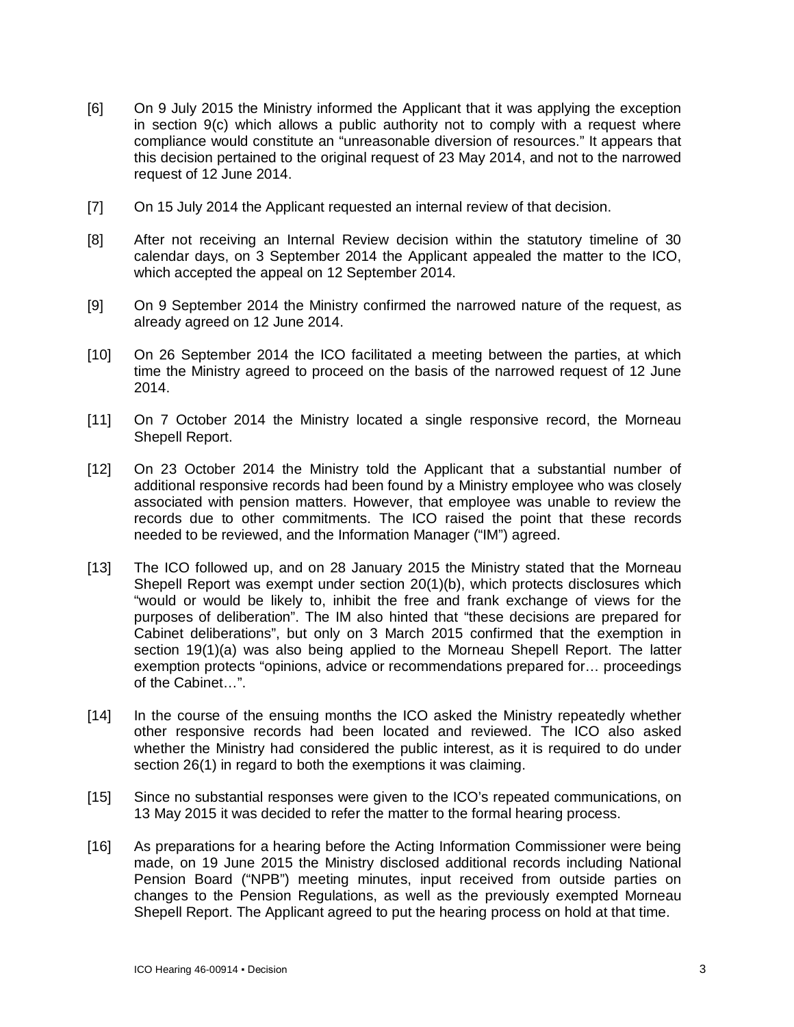[6] On 9 July 2015 the Ministry informed the Applicant that it was applying the exception in section 9(c) which allows a public authority not to comply with a request where compliance would constitute an "unreasonable diversion of resources." It appears that this decision pertained to the original request of 23 May 2014, and not to the narrowed request of 12 June 2014.

[7] On 15 July 2014 the Applicant requested an internal review of that decision.

[8] After not receiving an Internal Review decision within the statutory timeline of 30 calendar days, on 3 September 2014 the Applicant appealed the matter to the ICO, which accepted the appeal on 12 September 2014.

[9] On 9 September 2014 the Ministry confirmed the narrowed nature of the request, as already agreed on 12 June 2014.

[10] On 26 September 2014 the ICO facilitated a meeting between the parties, at which time the Ministry agreed to proceed on the basis of the narrowed request of 12 June 2014.

[11] On 7 October 2014 the Ministry located a single responsive record, the Morneau Shepell Report.

[12] On 23 October 2014 the Ministry told the Applicant that a substantial number of additional responsive records had been found by a Ministry employee who was closely associated with pension matters. However, that employee was unable to review the records due to other commitments. The ICO raised the point that these records needed to be reviewed, and the Information Manager ("IM") agreed.

[13] The ICO followed up, and on 28 January 2015 the Ministry stated that the Morneau Shepell Report was exempt under section 20(1)(b), which protects disclosures which "would or would be likely to, inhibit the free and frank exchange of views for the purposes of deliberation". The IM also hinted that "these decisions are prepared for Cabinet deliberations", but only on 3 March 2015 confirmed that the exemption in section 19(1)(a) was also being applied to the Morneau Shepell Report. The latter exemption protects "opinions, advice or recommendations prepared for… proceedings of the Cabinet…".

[14] In the course of the ensuing months the ICO asked the Ministry repeatedly whether other responsive records had been located and reviewed. The ICO also asked whether the Ministry had considered the public interest, as it is required to do under section 26(1) in regard to both the exemptions it was claiming.

[15] Since no substantial responses were given to the ICO's repeated communications, on 13 May 2015 it was decided to refer the matter to the formal hearing process.

[16] As preparations for a hearing before the Acting Information Commissioner were being made, on 19 June 2015 the Ministry disclosed additional records including National Pension Board ("NPB") meeting minutes, input received from outside parties on changes to the Pension Regulations, as well as the previously exempted Morneau Shepell Report. The Applicant agreed to put the hearing process on hold at that time.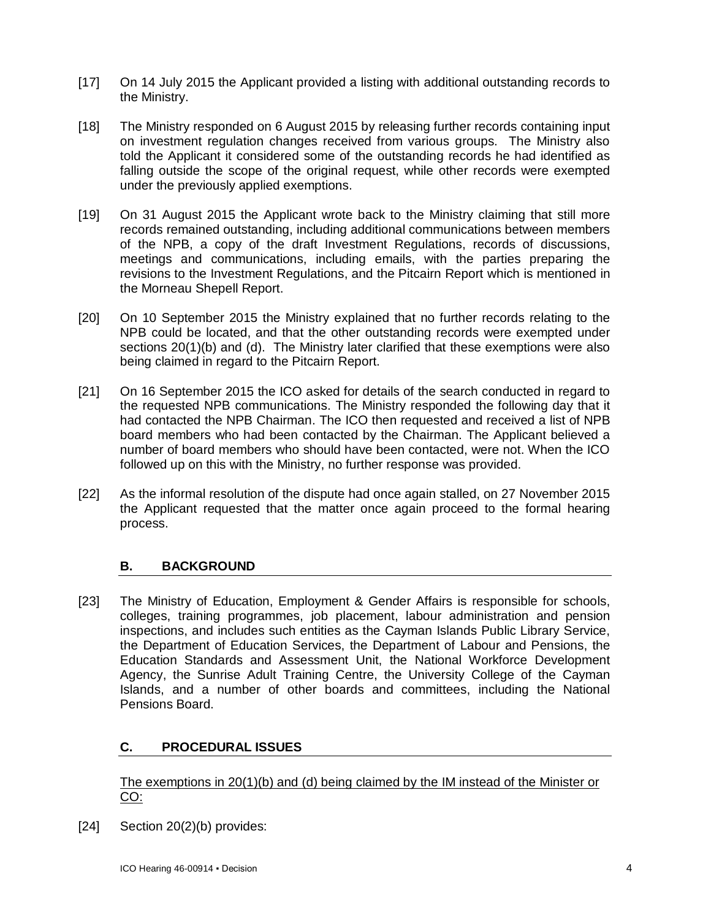[17] On 14 July 2015 the Applicant provided a listing with additional outstanding records to the Ministry.

[18] The Ministry responded on 6 August 2015 by releasing further records containing input on investment regulation changes received from various groups. The Ministry also told the Applicant it considered some of the outstanding records he had identified as falling outside the scope of the original request, while other records were exempted under the previously applied exemptions.

[19] On 31 August 2015 the Applicant wrote back to the Ministry claiming that still more records remained outstanding, including additional communications between members of the NPB, a copy of the draft Investment Regulations, records of discussions, meetings and communications, including emails, with the parties preparing the revisions to the Investment Regulations, and the Pitcairn Report which is mentioned in the Morneau Shepell Report.

[20] On 10 September 2015 the Ministry explained that no further records relating to the NPB could be located, and that the other outstanding records were exempted under sections 20(1)(b) and (d). The Ministry later clarified that these exemptions were also being claimed in regard to the Pitcairn Report.

[21] On 16 September 2015 the ICO asked for details of the search conducted in regard to the requested NPB communications. The Ministry responded the following day that it had contacted the NPB Chairman. The ICO then requested and received a list of NPB board members who had been contacted by the Chairman. The Applicant believed a number of board members who should have been contacted, were not. When the ICO followed up on this with the Ministry, no further response was provided.

[22] As the informal resolution of the dispute had once again stalled, on 27 November 2015 the Applicant requested that the matter once again proceed to the formal hearing process.

## B. BACKGROUND

[23] The Ministry of Education, Employment & Gender Affairs is responsible for schools, colleges, training programmes, job placement, labour administration and pension inspections, and includes such entities as the Cayman Islands Public Library Service, the Department of Education Services, the Department of Labour and Pensions, the Education Standards and Assessment Unit, the National Workforce Development Agency, the Sunrise Adult Training Centre, the University College of the Cayman Islands, and a number of other boards and committees, including the National Pensions Board.

## C. PROCEDURAL ISSUES

The exemptions in 20(1)(b) and (d) being claimed by the IM instead of the Minister or CO:

[24] Section 20(2)(b) provides: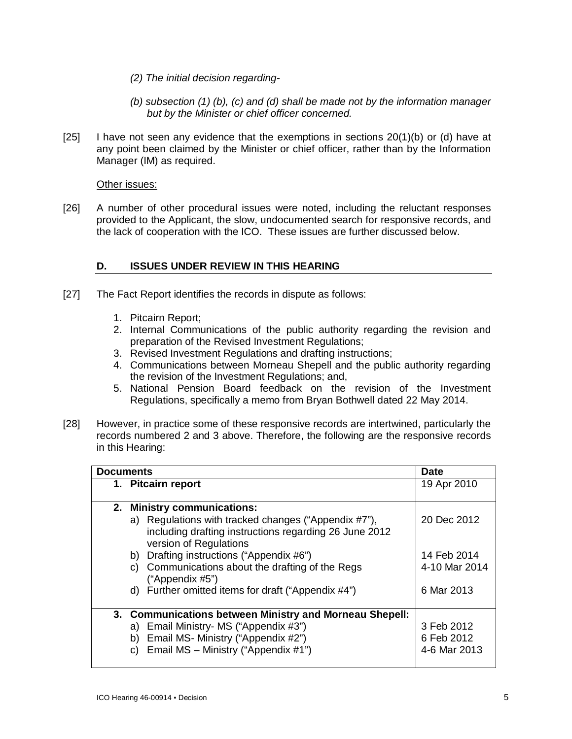*(2) The initial decision regarding-*

*(b) subsection (1) (b), (c) and (d) shall be made not by the information manager but by the Minister or chief officer concerned.*

[25] I have not seen any evidence that the exemptions in sections 20(1)(b) or (d) have at any point been claimed by the Minister or chief officer, rather than by the Information Manager (IM) as required.

Other issues:

[26] A number of other procedural issues were noted, including the reluctant responses provided to the Applicant, the slow, undocumented search for responsive records, and the lack of cooperation with the ICO. These issues are further discussed below.

## D. ISSUES UNDER REVIEW IN THIS HEARING

[27] The Fact Report identifies the records in dispute as follows:

1. Pitcairn Report;
2. Internal Communications of the public authority regarding the revision and preparation of the Revised Investment Regulations;
3. Revised Investment Regulations and drafting instructions;
4. Communications between Morneau Shepell and the public authority regarding the revision of the Investment Regulations; and,
5. National Pension Board feedback on the revision of the Investment Regulations, specifically a memo from Bryan Bothwell dated 22 May 2014.

[28] However, in practice some of these responsive records are intertwined, particularly the records numbered 2 and 3 above. Therefore, the following are the responsive records in this Hearing:

| Documents | Date |
|---|---|
| **1. Pitcairn report** | 19 Apr 2010 |
| **2. Ministry communications:** | |
| a) Regulations with tracked changes ("Appendix #7"), including drafting instructions regarding 26 June 2012 version of Regulations | 20 Dec 2012 |
| b) Drafting instructions ("Appendix #6") | 14 Feb 2014 |
| c) Communications about the drafting of the Regs ("Appendix #5") | 4-10 Mar 2014 |
| d) Further omitted items for draft ("Appendix #4") | 6 Mar 2013 |
| **3. Communications between Ministry and Morneau Shepell:** | |
| a) Email Ministry- MS ("Appendix #3") | 3 Feb 2012 |
| b) Email MS- Ministry ("Appendix #2") | 6 Feb 2012 |
| c) Email MS – Ministry ("Appendix #1") | 4-6 Mar 2013 |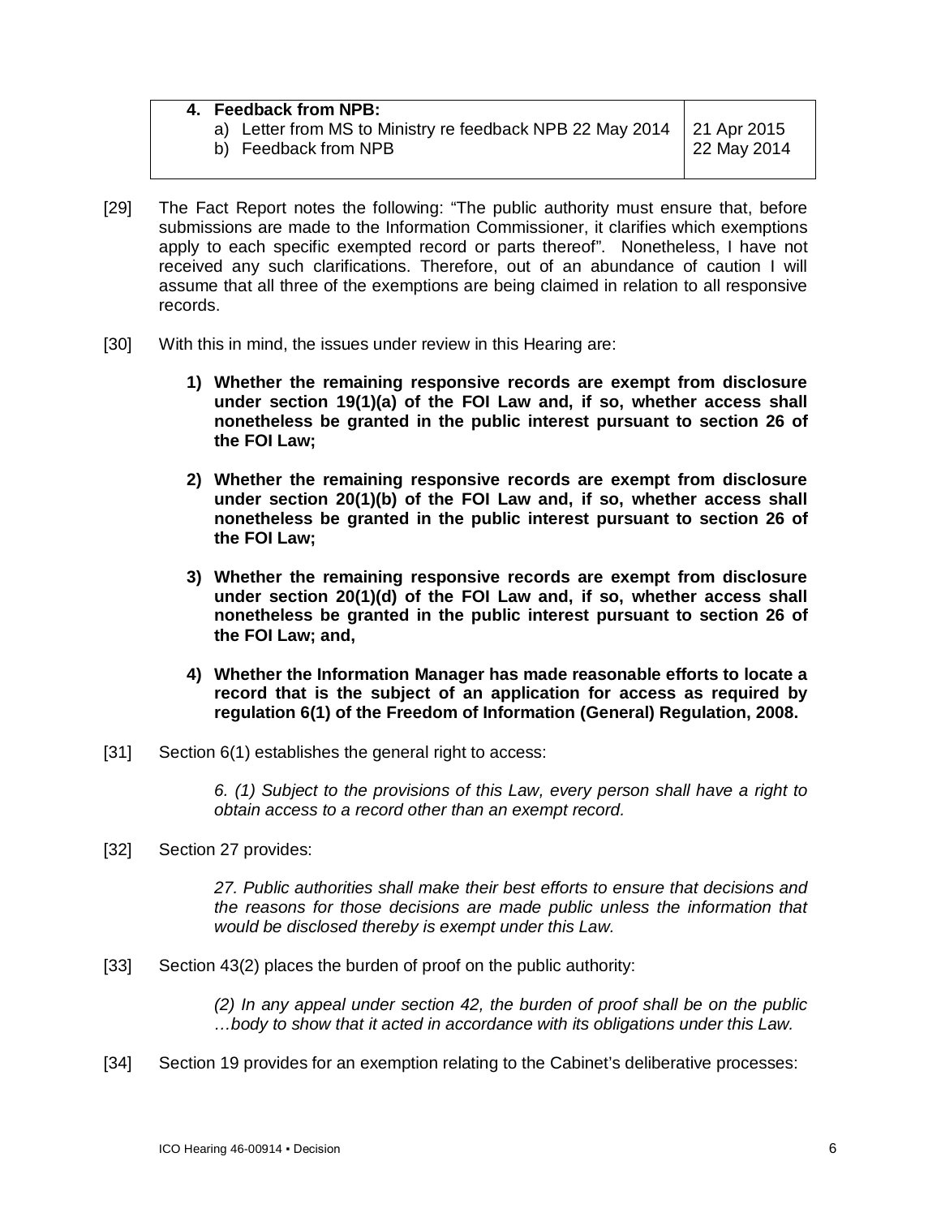| 4. **Feedback from NPB:** | |
|---|---|
| a) Letter from MS to Ministry re feedback NPB 22 May 2014 | 21 Apr 2015 |
| b) Feedback from NPB | 22 May 2014 |

[29] The Fact Report notes the following: "The public authority must ensure that, before submissions are made to the Information Commissioner, it clarifies which exemptions apply to each specific exempted record or parts thereof". Nonetheless, I have not received any such clarifications. Therefore, out of an abundance of caution I will assume that all three of the exemptions are being claimed in relation to all responsive records.

[30] With this in mind, the issues under review in this Hearing are:

> **1) Whether the remaining responsive records are exempt from disclosure under section 19(1)(a) of the FOI Law and, if so, whether access shall nonetheless be granted in the public interest pursuant to section 26 of the FOI Law;**
>
> **2) Whether the remaining responsive records are exempt from disclosure under section 20(1)(b) of the FOI Law and, if so, whether access shall nonetheless be granted in the public interest pursuant to section 26 of the FOI Law;**
>
> **3) Whether the remaining responsive records are exempt from disclosure under section 20(1)(d) of the FOI Law and, if so, whether access shall nonetheless be granted in the public interest pursuant to section 26 of the FOI Law; and,**
>
> **4) Whether the Information Manager has made reasonable efforts to locate a record that is the subject of an application for access as required by regulation 6(1) of the Freedom of Information (General) Regulation, 2008.**

[31] Section 6(1) establishes the general right to access:

> *6. (1) Subject to the provisions of this Law, every person shall have a right to obtain access to a record other than an exempt record.*

[32] Section 27 provides:

> *27. Public authorities shall make their best efforts to ensure that decisions and the reasons for those decisions are made public unless the information that would be disclosed thereby is exempt under this Law.*

[33] Section 43(2) places the burden of proof on the public authority:

> *(2) In any appeal under section 42, the burden of proof shall be on the public …body to show that it acted in accordance with its obligations under this Law.*

[34] Section 19 provides for an exemption relating to the Cabinet's deliberative processes: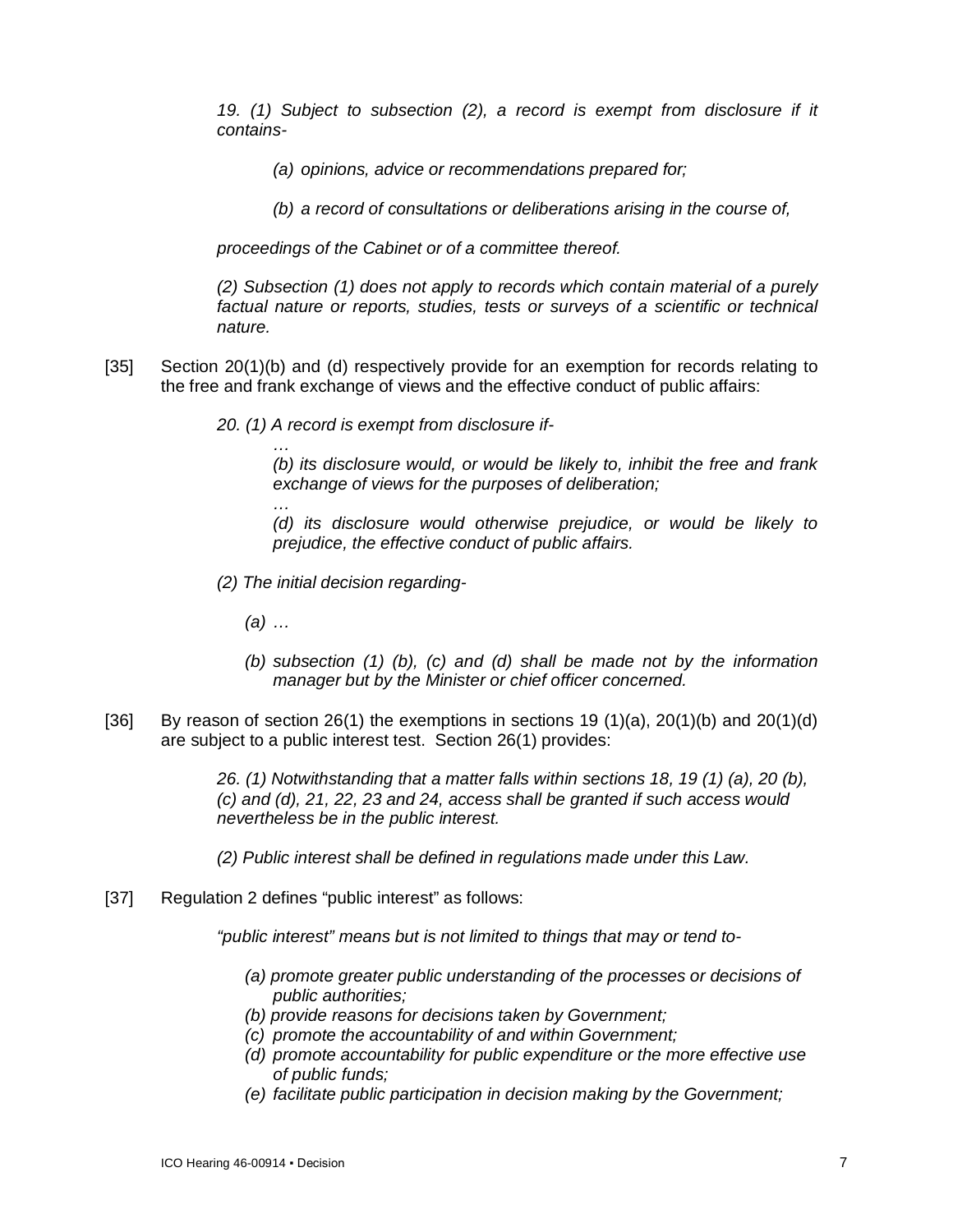*19. (1) Subject to subsection (2), a record is exempt from disclosure if it contains-*

*(a) opinions, advice or recommendations prepared for;*

*(b) a record of consultations or deliberations arising in the course of,*

*proceedings of the Cabinet or of a committee thereof.*

*(2) Subsection (1) does not apply to records which contain material of a purely factual nature or reports, studies, tests or surveys of a scientific or technical nature.*

[35] Section 20(1)(b) and (d) respectively provide for an exemption for records relating to the free and frank exchange of views and the effective conduct of public affairs:

*20. (1) A record is exempt from disclosure if-*

*…*

*(b) its disclosure would, or would be likely to, inhibit the free and frank exchange of views for the purposes of deliberation;*

*…*

*(d) its disclosure would otherwise prejudice, or would be likely to prejudice, the effective conduct of public affairs.*

*(2) The initial decision regarding-*

*(a) …*

*(b) subsection (1) (b), (c) and (d) shall be made not by the information manager but by the Minister or chief officer concerned.*

[36] By reason of section 26(1) the exemptions in sections 19 (1)(a), 20(1)(b) and 20(1)(d) are subject to a public interest test. Section 26(1) provides:

*26. (1) Notwithstanding that a matter falls within sections 18, 19 (1) (a), 20 (b), (c) and (d), 21, 22, 23 and 24, access shall be granted if such access would nevertheless be in the public interest.*

*(2) Public interest shall be defined in regulations made under this Law.*

[37] Regulation 2 defines "public interest" as follows:

*"public interest" means but is not limited to things that may or tend to-*

*(a) promote greater public understanding of the processes or decisions of public authorities;*
*(b) provide reasons for decisions taken by Government;*
*(c) promote the accountability of and within Government;*
*(d) promote accountability for public expenditure or the more effective use of public funds;*
*(e) facilitate public participation in decision making by the Government;*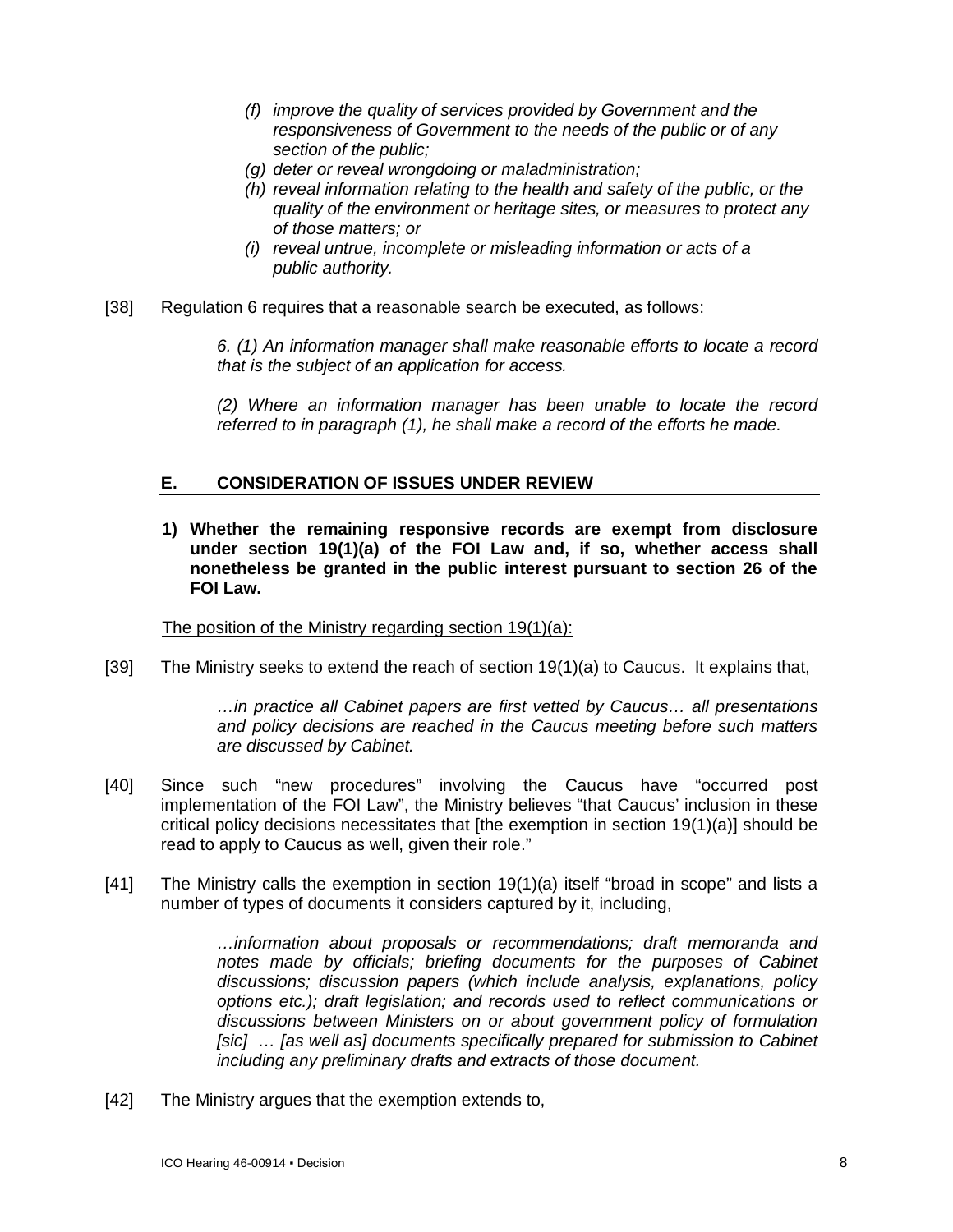*(f) improve the quality of services provided by Government and the responsiveness of Government to the needs of the public or of any section of the public;*

*(g) deter or reveal wrongdoing or maladministration;*

*(h) reveal information relating to the health and safety of the public, or the quality of the environment or heritage sites, or measures to protect any of those matters; or*

*(i) reveal untrue, incomplete or misleading information or acts of a public authority.*

[38] Regulation 6 requires that a reasonable search be executed, as follows:

> *6. (1) An information manager shall make reasonable efforts to locate a record that is the subject of an application for access.*
>
> *(2) Where an information manager has been unable to locate the record referred to in paragraph (1), he shall make a record of the efforts he made.*

## E. CONSIDERATION OF ISSUES UNDER REVIEW

**1) Whether the remaining responsive records are exempt from disclosure under section 19(1)(a) of the FOI Law and, if so, whether access shall nonetheless be granted in the public interest pursuant to section 26 of the FOI Law.**

The position of the Ministry regarding section 19(1)(a):

[39] The Ministry seeks to extend the reach of section 19(1)(a) to Caucus. It explains that,

> *…in practice all Cabinet papers are first vetted by Caucus… all presentations and policy decisions are reached in the Caucus meeting before such matters are discussed by Cabinet.*

[40] Since such "new procedures" involving the Caucus have "occurred post implementation of the FOI Law", the Ministry believes "that Caucus' inclusion in these critical policy decisions necessitates that [the exemption in section 19(1)(a)] should be read to apply to Caucus as well, given their role."

[41] The Ministry calls the exemption in section 19(1)(a) itself "broad in scope" and lists a number of types of documents it considers captured by it, including,

> *…information about proposals or recommendations; draft memoranda and notes made by officials; briefing documents for the purposes of Cabinet discussions; discussion papers (which include analysis, explanations, policy options etc.); draft legislation; and records used to reflect communications or discussions between Ministers on or about government policy of formulation [sic] … [as well as] documents specifically prepared for submission to Cabinet including any preliminary drafts and extracts of those document.*

[42] The Ministry argues that the exemption extends to,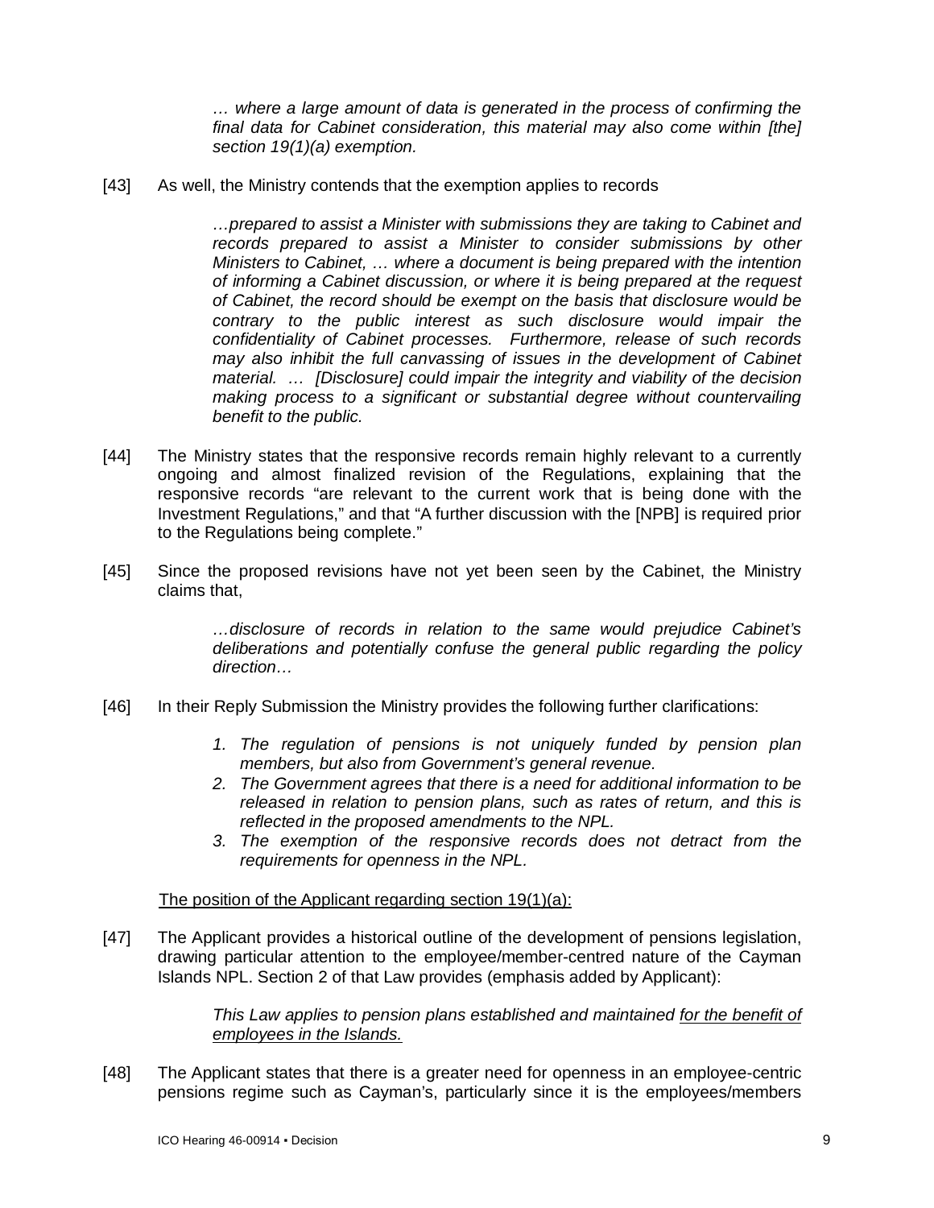> *… where a large amount of data is generated in the process of confirming the final data for Cabinet consideration, this material may also come within [the] section 19(1)(a) exemption.*

[43] As well, the Ministry contends that the exemption applies to records

> *…prepared to assist a Minister with submissions they are taking to Cabinet and records prepared to assist a Minister to consider submissions by other Ministers to Cabinet, … where a document is being prepared with the intention of informing a Cabinet discussion, or where it is being prepared at the request of Cabinet, the record should be exempt on the basis that disclosure would be contrary to the public interest as such disclosure would impair the confidentiality of Cabinet processes. Furthermore, release of such records may also inhibit the full canvassing of issues in the development of Cabinet material. … [Disclosure] could impair the integrity and viability of the decision making process to a significant or substantial degree without countervailing benefit to the public.*

[44] The Ministry states that the responsive records remain highly relevant to a currently ongoing and almost finalized revision of the Regulations, explaining that the responsive records "are relevant to the current work that is being done with the Investment Regulations," and that "A further discussion with the [NPB] is required prior to the Regulations being complete."

[45] Since the proposed revisions have not yet been seen by the Cabinet, the Ministry claims that,

> *…disclosure of records in relation to the same would prejudice Cabinet's deliberations and potentially confuse the general public regarding the policy direction…*

[46] In their Reply Submission the Ministry provides the following further clarifications:

> 1. *The regulation of pensions is not uniquely funded by pension plan members, but also from Government's general revenue.*
> 2. *The Government agrees that there is a need for additional information to be released in relation to pension plans, such as rates of return, and this is reflected in the proposed amendments to the NPL.*
> 3. *The exemption of the responsive records does not detract from the requirements for openness in the NPL.*

<u>The position of the Applicant regarding section 19(1)(a):</u>

[47] The Applicant provides a historical outline of the development of pensions legislation, drawing particular attention to the employee/member-centred nature of the Cayman Islands NPL. Section 2 of that Law provides (emphasis added by Applicant):

> *This Law applies to pension plans established and maintained <u>for the benefit of employees in the Islands.</u>*

[48] The Applicant states that there is a greater need for openness in an employee-centric pensions regime such as Cayman's, particularly since it is the employees/members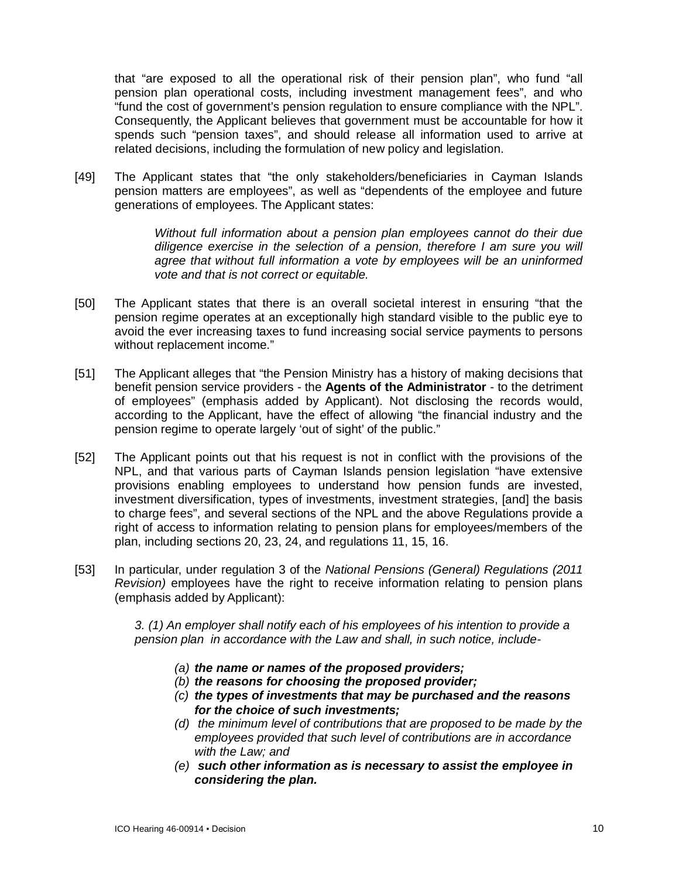that "are exposed to all the operational risk of their pension plan", who fund "all pension plan operational costs, including investment management fees", and who "fund the cost of government's pension regulation to ensure compliance with the NPL". Consequently, the Applicant believes that government must be accountable for how it spends such "pension taxes", and should release all information used to arrive at related decisions, including the formulation of new policy and legislation.

[49] The Applicant states that "the only stakeholders/beneficiaries in Cayman Islands pension matters are employees", as well as "dependents of the employee and future generations of employees. The Applicant states:

> *Without full information about a pension plan employees cannot do their due diligence exercise in the selection of a pension, therefore I am sure you will agree that without full information a vote by employees will be an uninformed vote and that is not correct or equitable.*

[50] The Applicant states that there is an overall societal interest in ensuring "that the pension regime operates at an exceptionally high standard visible to the public eye to avoid the ever increasing taxes to fund increasing social service payments to persons without replacement income."

[51] The Applicant alleges that "the Pension Ministry has a history of making decisions that benefit pension service providers - the **Agents of the Administrator** - to the detriment of employees" (emphasis added by Applicant). Not disclosing the records would, according to the Applicant, have the effect of allowing "the financial industry and the pension regime to operate largely 'out of sight' of the public."

[52] The Applicant points out that his request is not in conflict with the provisions of the NPL, and that various parts of Cayman Islands pension legislation "have extensive provisions enabling employees to understand how pension funds are invested, investment diversification, types of investments, investment strategies, [and] the basis to charge fees", and several sections of the NPL and the above Regulations provide a right of access to information relating to pension plans for employees/members of the plan, including sections 20, 23, 24, and regulations 11, 15, 16.

[53] In particular, under regulation 3 of the *National Pensions (General) Regulations (2011 Revision)* employees have the right to receive information relating to pension plans (emphasis added by Applicant):

> *3. (1) An employer shall notify each of his employees of his intention to provide a pension plan in accordance with the Law and shall, in such notice, include-*
>
> *(a)* ***the name or names of the proposed providers;***
> *(b)* ***the reasons for choosing the proposed provider;***
> *(c)* ***the types of investments that may be purchased and the reasons for the choice of such investments;***
> *(d) the minimum level of contributions that are proposed to be made by the employees provided that such level of contributions are in accordance with the Law; and*
> *(e)* ***such other information as is necessary to assist the employee in considering the plan.***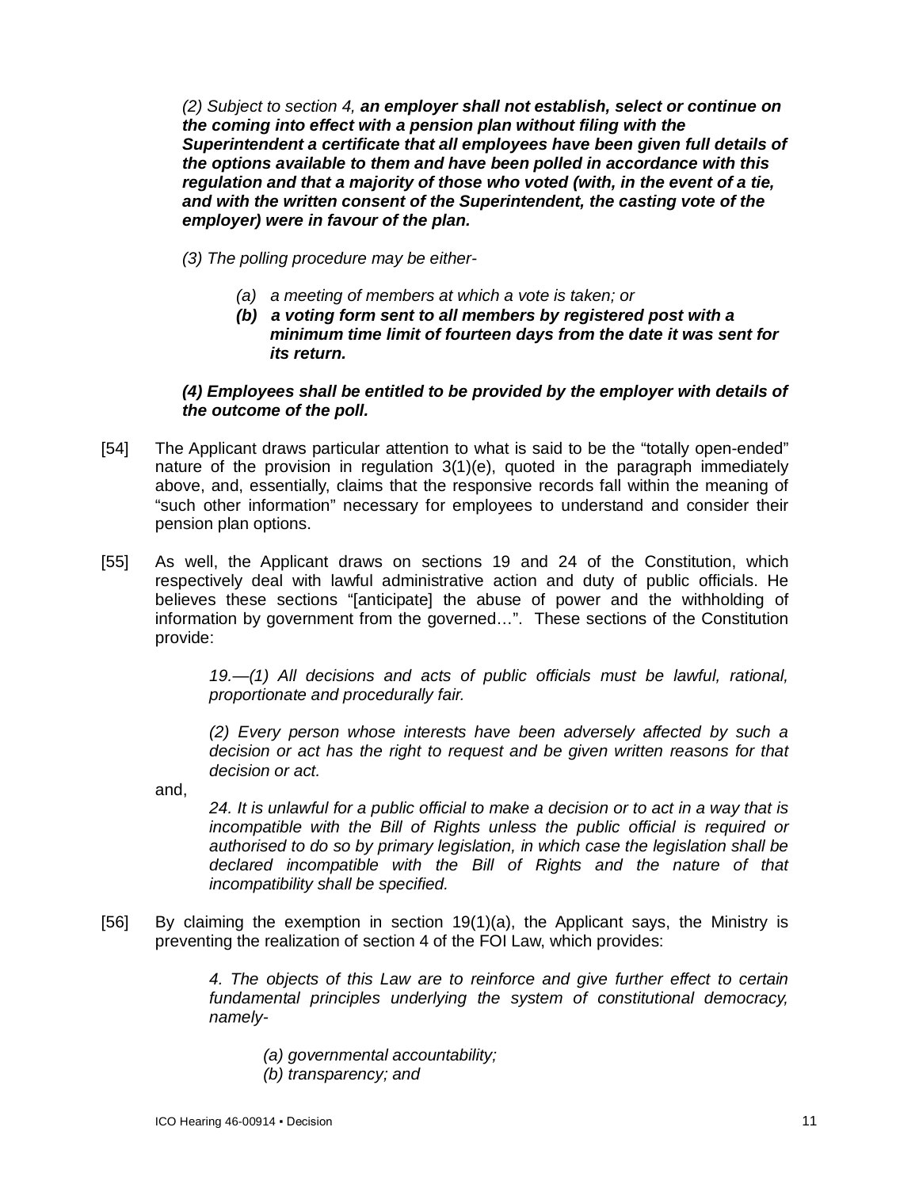> *(2) Subject to section 4,* ***an employer shall not establish, select or continue on the coming into effect with a pension plan without filing with the Superintendent a certificate that all employees have been given full details of the options available to them and have been polled in accordance with this regulation and that a majority of those who voted (with, in the event of a tie, and with the written consent of the Superintendent, the casting vote of the employer) were in favour of the plan.***
>
> *(3) The polling procedure may be either-*
>
> *(a) a meeting of members at which a vote is taken; or*
>
> ***(b) a voting form sent to all members by registered post with a minimum time limit of fourteen days from the date it was sent for its return.***
>
> ***(4) Employees shall be entitled to be provided by the employer with details of the outcome of the poll.***

[54] The Applicant draws particular attention to what is said to be the "totally open-ended" nature of the provision in regulation 3(1)(e), quoted in the paragraph immediately above, and, essentially, claims that the responsive records fall within the meaning of "such other information" necessary for employees to understand and consider their pension plan options.

[55] As well, the Applicant draws on sections 19 and 24 of the Constitution, which respectively deal with lawful administrative action and duty of public officials. He believes these sections "[anticipate] the abuse of power and the withholding of information by government from the governed…". These sections of the Constitution provide:

> *19.—(1) All decisions and acts of public officials must be lawful, rational, proportionate and procedurally fair.*
>
> *(2) Every person whose interests have been adversely affected by such a decision or act has the right to request and be given written reasons for that decision or act.*

and,

> *24. It is unlawful for a public official to make a decision or to act in a way that is incompatible with the Bill of Rights unless the public official is required or authorised to do so by primary legislation, in which case the legislation shall be declared incompatible with the Bill of Rights and the nature of that incompatibility shall be specified.*

[56] By claiming the exemption in section 19(1)(a), the Applicant says, the Ministry is preventing the realization of section 4 of the FOI Law, which provides:

> *4. The objects of this Law are to reinforce and give further effect to certain fundamental principles underlying the system of constitutional democracy, namely-*
>
> *(a) governmental accountability;*
> *(b) transparency; and*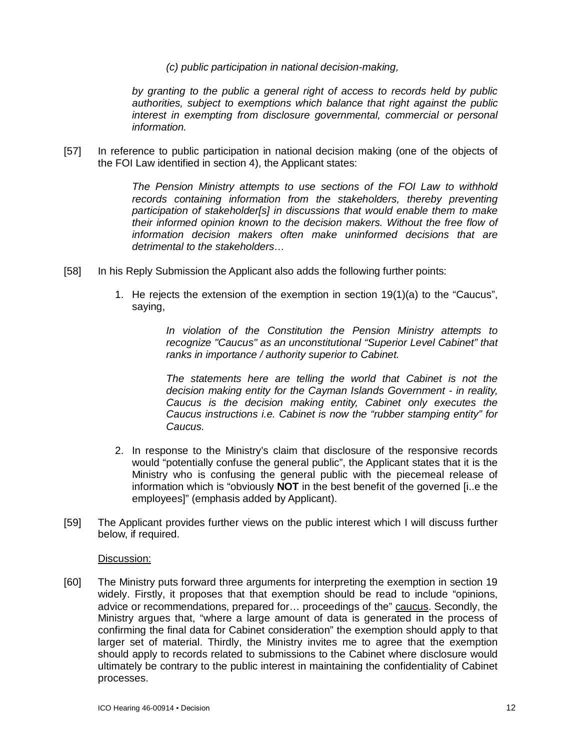> *(c) public participation in national decision-making,*
>
> *by granting to the public a general right of access to records held by public authorities, subject to exemptions which balance that right against the public interest in exempting from disclosure governmental, commercial or personal information.*

[57] In reference to public participation in national decision making (one of the objects of the FOI Law identified in section 4), the Applicant states:

> *The Pension Ministry attempts to use sections of the FOI Law to withhold records containing information from the stakeholders, thereby preventing participation of stakeholder[s] in discussions that would enable them to make their informed opinion known to the decision makers. Without the free flow of information decision makers often make uninformed decisions that are detrimental to the stakeholders…*

[58] In his Reply Submission the Applicant also adds the following further points:

1. He rejects the extension of the exemption in section 19(1)(a) to the "Caucus", saying,

    > *In violation of the Constitution the Pension Ministry attempts to recognize "Caucus" as an unconstitutional "Superior Level Cabinet" that ranks in importance / authority superior to Cabinet.*
    >
    > *The statements here are telling the world that Cabinet is not the decision making entity for the Cayman Islands Government - in reality, Caucus is the decision making entity, Cabinet only executes the Caucus instructions i.e. Cabinet is now the "rubber stamping entity" for Caucus.*

2. In response to the Ministry's claim that disclosure of the responsive records would "potentially confuse the general public", the Applicant states that it is the Ministry who is confusing the general public with the piecemeal release of information which is "obviously **NOT** in the best benefit of the governed [i..e the employees]" (emphasis added by Applicant).

[59] The Applicant provides further views on the public interest which I will discuss further below, if required.

Discussion:

[60] The Ministry puts forward three arguments for interpreting the exemption in section 19 widely. Firstly, it proposes that that exemption should be read to include "opinions, advice or recommendations, prepared for… proceedings of the" caucus. Secondly, the Ministry argues that, "where a large amount of data is generated in the process of confirming the final data for Cabinet consideration" the exemption should apply to that larger set of material. Thirdly, the Ministry invites me to agree that the exemption should apply to records related to submissions to the Cabinet where disclosure would ultimately be contrary to the public interest in maintaining the confidentiality of Cabinet processes.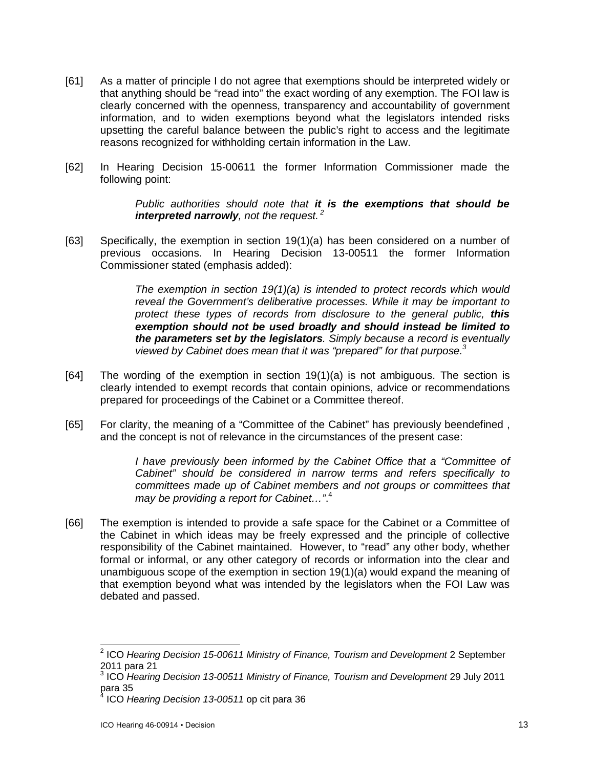[61] As a matter of principle I do not agree that exemptions should be interpreted widely or that anything should be "read into" the exact wording of any exemption. The FOI law is clearly concerned with the openness, transparency and accountability of government information, and to widen exemptions beyond what the legislators intended risks upsetting the careful balance between the public's right to access and the legitimate reasons recognized for withholding certain information in the Law.

[62] In Hearing Decision 15-00611 the former Information Commissioner made the following point:

> *Public authorities should note that **it is the exemptions that should be interpreted narrowly**, not the request.* [2]

[63] Specifically, the exemption in section 19(1)(a) has been considered on a number of previous occasions. In Hearing Decision 13-00511 the former Information Commissioner stated (emphasis added):

> *The exemption in section 19(1)(a) is intended to protect records which would reveal the Government's deliberative processes. While it may be important to protect these types of records from disclosure to the general public, **this exemption should not be used broadly and should instead be limited to the parameters set by the legislators**. Simply because a record is eventually viewed by Cabinet does mean that it was "prepared" for that purpose.* [3]

[64] The wording of the exemption in section 19(1)(a) is not ambiguous. The section is clearly intended to exempt records that contain opinions, advice or recommendations prepared for proceedings of the Cabinet or a Committee thereof.

[65] For clarity, the meaning of a "Committee of the Cabinet" has previously beendefined , and the concept is not of relevance in the circumstances of the present case:

> *I have previously been informed by the Cabinet Office that a "Committee of Cabinet" should be considered in narrow terms and refers specifically to committees made up of Cabinet members and not groups or committees that may be providing a report for Cabinet…"*.[4]

[66] The exemption is intended to provide a safe space for the Cabinet or a Committee of the Cabinet in which ideas may be freely expressed and the principle of collective responsibility of the Cabinet maintained. However, to "read" any other body, whether formal or informal, or any other category of records or information into the clear and unambiguous scope of the exemption in section 19(1)(a) would expand the meaning of that exemption beyond what was intended by the legislators when the FOI Law was debated and passed.

---

[2] ICO *Hearing Decision 15-00611 Ministry of Finance, Tourism and Development* 2 September 2011 para 21

[3] ICO *Hearing Decision 13-00511 Ministry of Finance, Tourism and Development* 29 July 2011 para 35

[4] ICO *Hearing Decision 13-00511* op cit para 36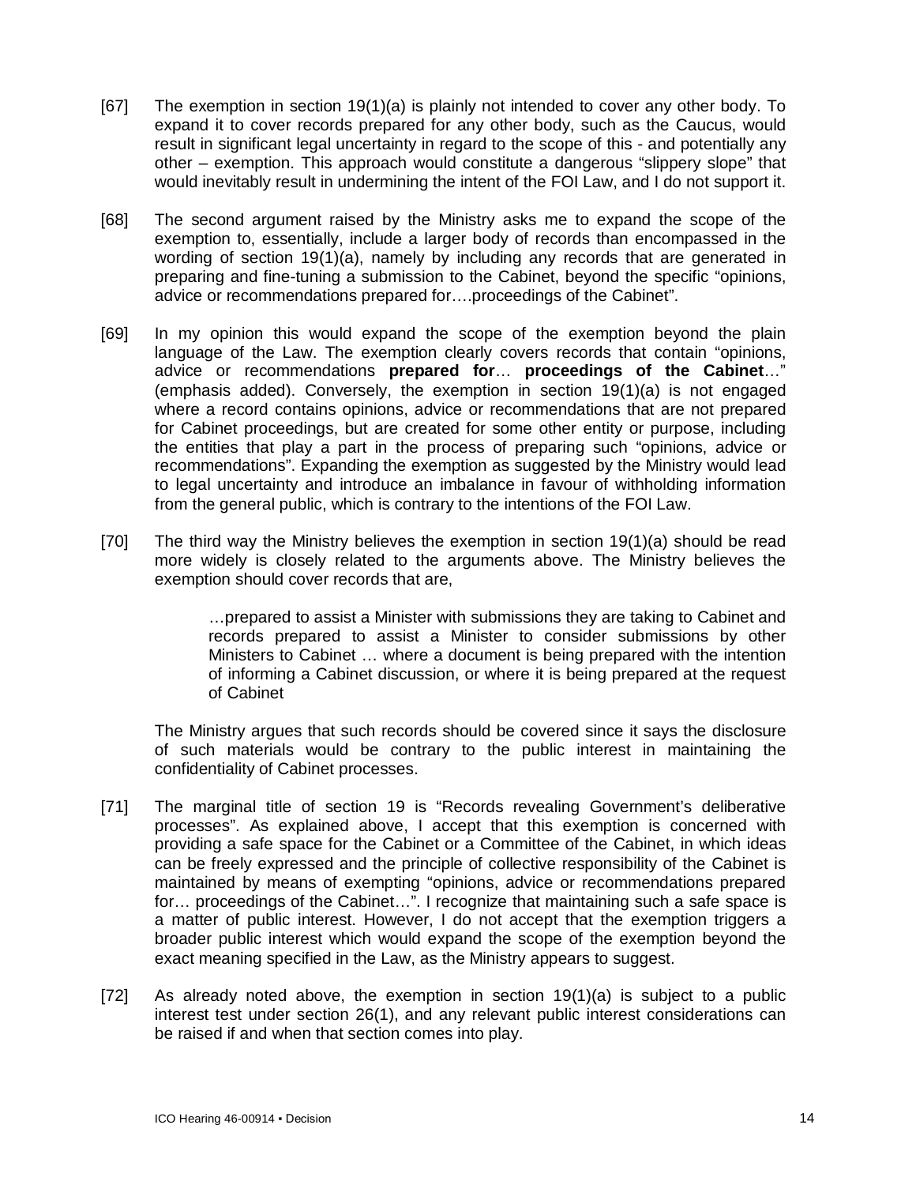[67] The exemption in section 19(1)(a) is plainly not intended to cover any other body. To expand it to cover records prepared for any other body, such as the Caucus, would result in significant legal uncertainty in regard to the scope of this - and potentially any other – exemption. This approach would constitute a dangerous "slippery slope" that would inevitably result in undermining the intent of the FOI Law, and I do not support it.

[68] The second argument raised by the Ministry asks me to expand the scope of the exemption to, essentially, include a larger body of records than encompassed in the wording of section 19(1)(a), namely by including any records that are generated in preparing and fine-tuning a submission to the Cabinet, beyond the specific "opinions, advice or recommendations prepared for….proceedings of the Cabinet".

[69] In my opinion this would expand the scope of the exemption beyond the plain language of the Law. The exemption clearly covers records that contain "opinions, advice or recommendations **prepared for**… **proceedings of the Cabinet**…" (emphasis added). Conversely, the exemption in section 19(1)(a) is not engaged where a record contains opinions, advice or recommendations that are not prepared for Cabinet proceedings, but are created for some other entity or purpose, including the entities that play a part in the process of preparing such "opinions, advice or recommendations". Expanding the exemption as suggested by the Ministry would lead to legal uncertainty and introduce an imbalance in favour of withholding information from the general public, which is contrary to the intentions of the FOI Law.

[70] The third way the Ministry believes the exemption in section 19(1)(a) should be read more widely is closely related to the arguments above. The Ministry believes the exemption should cover records that are,

> …prepared to assist a Minister with submissions they are taking to Cabinet and records prepared to assist a Minister to consider submissions by other Ministers to Cabinet … where a document is being prepared with the intention of informing a Cabinet discussion, or where it is being prepared at the request of Cabinet

The Ministry argues that such records should be covered since it says the disclosure of such materials would be contrary to the public interest in maintaining the confidentiality of Cabinet processes.

[71] The marginal title of section 19 is "Records revealing Government's deliberative processes". As explained above, I accept that this exemption is concerned with providing a safe space for the Cabinet or a Committee of the Cabinet, in which ideas can be freely expressed and the principle of collective responsibility of the Cabinet is maintained by means of exempting "opinions, advice or recommendations prepared for… proceedings of the Cabinet…". I recognize that maintaining such a safe space is a matter of public interest. However, I do not accept that the exemption triggers a broader public interest which would expand the scope of the exemption beyond the exact meaning specified in the Law, as the Ministry appears to suggest.

[72] As already noted above, the exemption in section 19(1)(a) is subject to a public interest test under section 26(1), and any relevant public interest considerations can be raised if and when that section comes into play.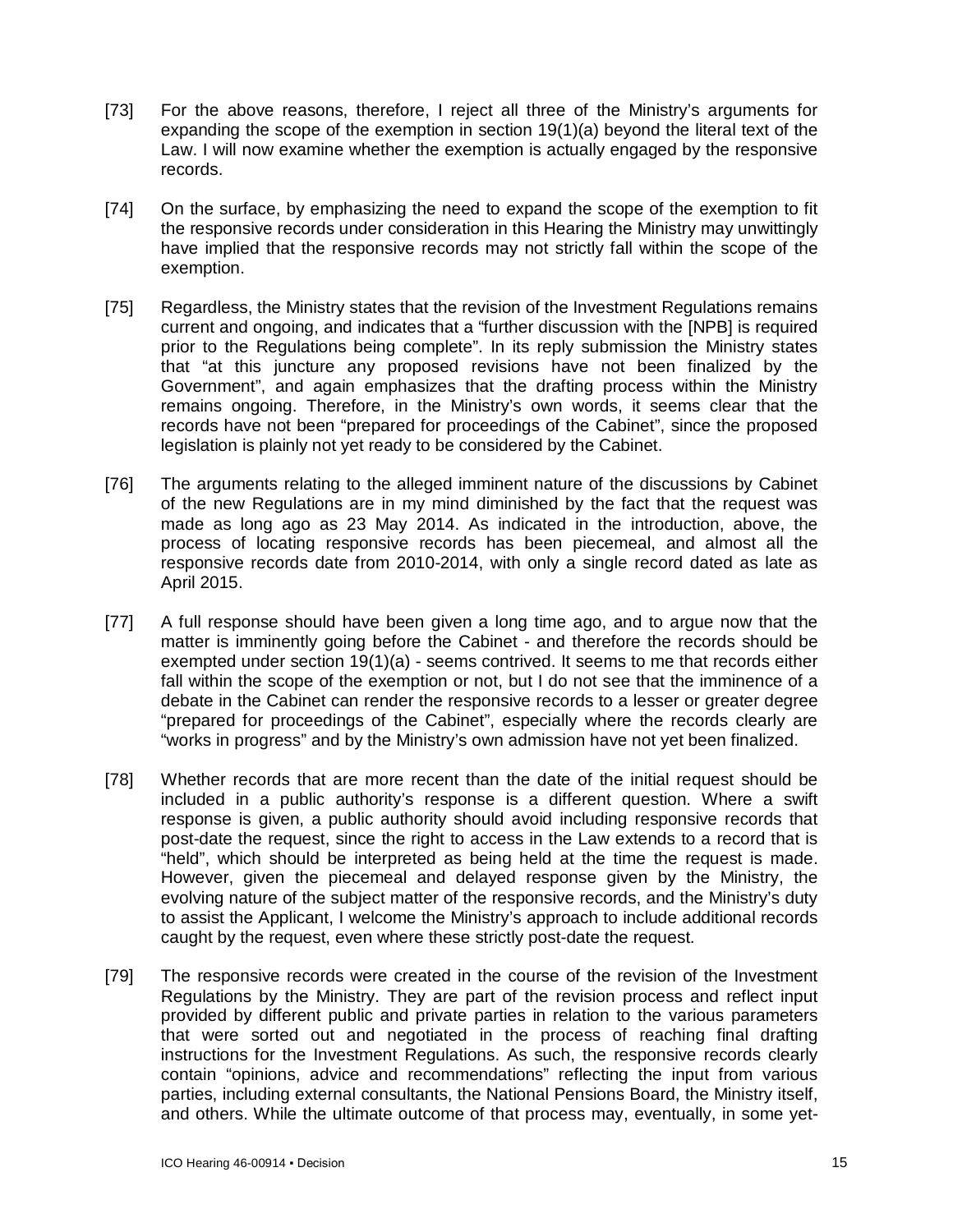[73] For the above reasons, therefore, I reject all three of the Ministry's arguments for expanding the scope of the exemption in section 19(1)(a) beyond the literal text of the Law. I will now examine whether the exemption is actually engaged by the responsive records.

[74] On the surface, by emphasizing the need to expand the scope of the exemption to fit the responsive records under consideration in this Hearing the Ministry may unwittingly have implied that the responsive records may not strictly fall within the scope of the exemption.

[75] Regardless, the Ministry states that the revision of the Investment Regulations remains current and ongoing, and indicates that a "further discussion with the [NPB] is required prior to the Regulations being complete". In its reply submission the Ministry states that "at this juncture any proposed revisions have not been finalized by the Government", and again emphasizes that the drafting process within the Ministry remains ongoing. Therefore, in the Ministry's own words, it seems clear that the records have not been "prepared for proceedings of the Cabinet", since the proposed legislation is plainly not yet ready to be considered by the Cabinet.

[76] The arguments relating to the alleged imminent nature of the discussions by Cabinet of the new Regulations are in my mind diminished by the fact that the request was made as long ago as 23 May 2014. As indicated in the introduction, above, the process of locating responsive records has been piecemeal, and almost all the responsive records date from 2010-2014, with only a single record dated as late as April 2015.

[77] A full response should have been given a long time ago, and to argue now that the matter is imminently going before the Cabinet - and therefore the records should be exempted under section 19(1)(a) - seems contrived. It seems to me that records either fall within the scope of the exemption or not, but I do not see that the imminence of a debate in the Cabinet can render the responsive records to a lesser or greater degree "prepared for proceedings of the Cabinet", especially where the records clearly are "works in progress" and by the Ministry's own admission have not yet been finalized.

[78] Whether records that are more recent than the date of the initial request should be included in a public authority's response is a different question. Where a swift response is given, a public authority should avoid including responsive records that post-date the request, since the right to access in the Law extends to a record that is "held", which should be interpreted as being held at the time the request is made. However, given the piecemeal and delayed response given by the Ministry, the evolving nature of the subject matter of the responsive records, and the Ministry's duty to assist the Applicant, I welcome the Ministry's approach to include additional records caught by the request, even where these strictly post-date the request.

[79] The responsive records were created in the course of the revision of the Investment Regulations by the Ministry. They are part of the revision process and reflect input provided by different public and private parties in relation to the various parameters that were sorted out and negotiated in the process of reaching final drafting instructions for the Investment Regulations. As such, the responsive records clearly contain "opinions, advice and recommendations" reflecting the input from various parties, including external consultants, the National Pensions Board, the Ministry itself, and others. While the ultimate outcome of that process may, eventually, in some yet-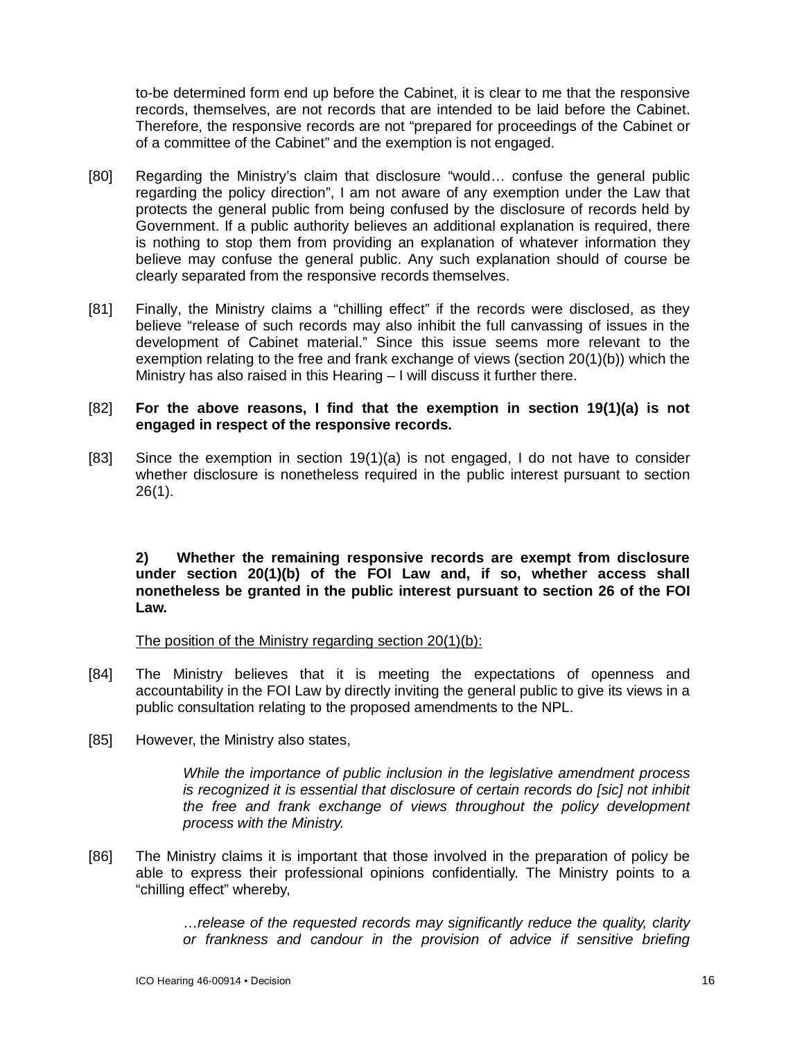to-be determined form end up before the Cabinet, it is clear to me that the responsive records, themselves, are not records that are intended to be laid before the Cabinet. Therefore, the responsive records are not "prepared for proceedings of the Cabinet or of a committee of the Cabinet" and the exemption is not engaged.

[80] Regarding the Ministry's claim that disclosure "would… confuse the general public regarding the policy direction", I am not aware of any exemption under the Law that protects the general public from being confused by the disclosure of records held by Government. If a public authority believes an additional explanation is required, there is nothing to stop them from providing an explanation of whatever information they believe may confuse the general public. Any such explanation should of course be clearly separated from the responsive records themselves.

[81] Finally, the Ministry claims a "chilling effect" if the records were disclosed, as they believe "release of such records may also inhibit the full canvassing of issues in the development of Cabinet material." Since this issue seems more relevant to the exemption relating to the free and frank exchange of views (section 20(1)(b)) which the Ministry has also raised in this Hearing – I will discuss it further there.

[82] **For the above reasons, I find that the exemption in section 19(1)(a) is not engaged in respect of the responsive records.**

[83] Since the exemption in section 19(1)(a) is not engaged, I do not have to consider whether disclosure is nonetheless required in the public interest pursuant to section 26(1).

**2) Whether the remaining responsive records are exempt from disclosure under section 20(1)(b) of the FOI Law and, if so, whether access shall nonetheless be granted in the public interest pursuant to section 26 of the FOI Law.**

The position of the Ministry regarding section 20(1)(b):

[84] The Ministry believes that it is meeting the expectations of openness and accountability in the FOI Law by directly inviting the general public to give its views in a public consultation relating to the proposed amendments to the NPL.

[85] However, the Ministry also states,

> *While the importance of public inclusion in the legislative amendment process is recognized it is essential that disclosure of certain records do [sic] not inhibit the free and frank exchange of views throughout the policy development process with the Ministry.*

[86] The Ministry claims it is important that those involved in the preparation of policy be able to express their professional opinions confidentially. The Ministry points to a "chilling effect" whereby,

> *…release of the requested records may significantly reduce the quality, clarity or frankness and candour in the provision of advice if sensitive briefing*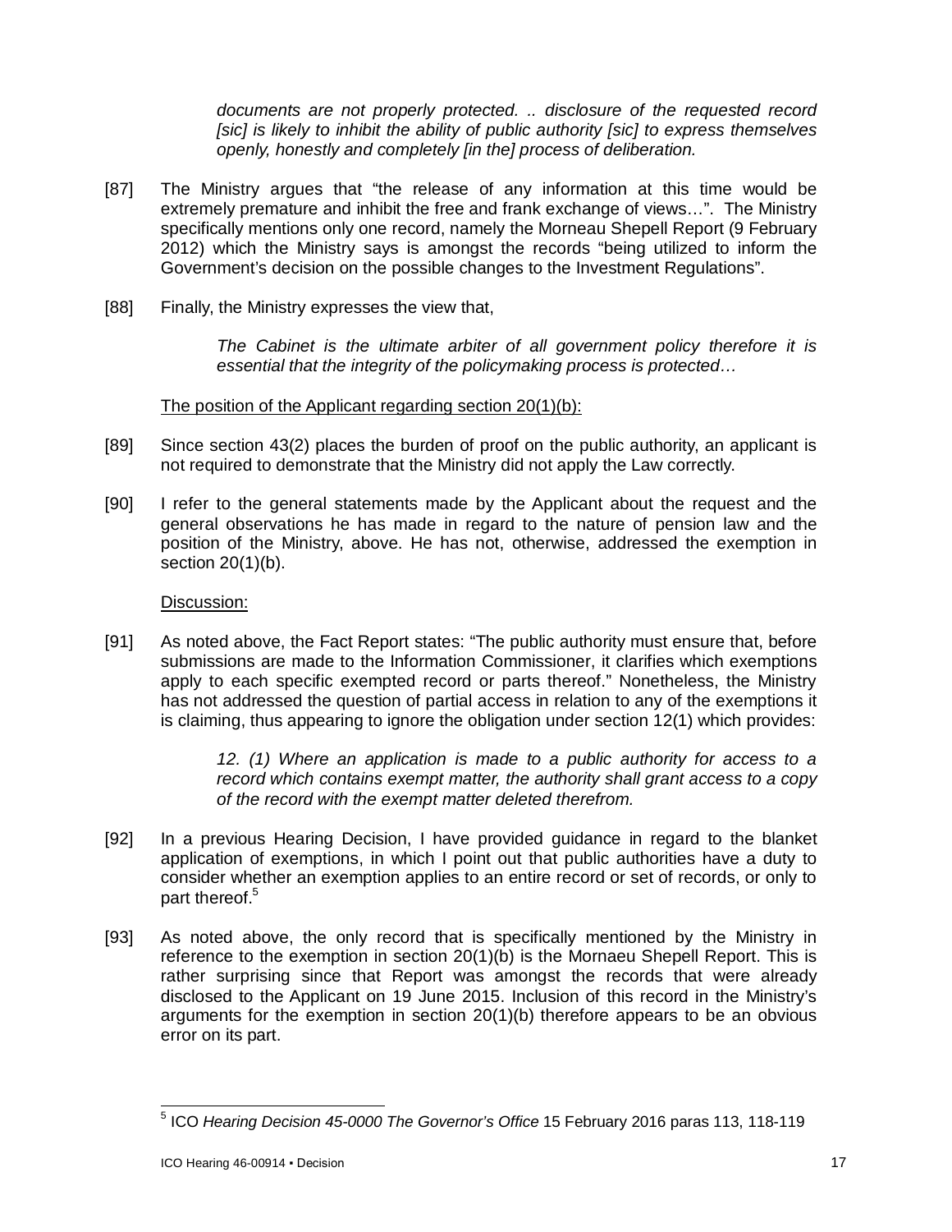*documents are not properly protected. .. disclosure of the requested record [sic] is likely to inhibit the ability of public authority [sic] to express themselves openly, honestly and completely [in the] process of deliberation.*

[87] The Ministry argues that "the release of any information at this time would be extremely premature and inhibit the free and frank exchange of views…". The Ministry specifically mentions only one record, namely the Morneau Shepell Report (9 February 2012) which the Ministry says is amongst the records "being utilized to inform the Government's decision on the possible changes to the Investment Regulations".

[88] Finally, the Ministry expresses the view that,

> *The Cabinet is the ultimate arbiter of all government policy therefore it is essential that the integrity of the policymaking process is protected…*

<u>The position of the Applicant regarding section 20(1)(b):</u>

[89] Since section 43(2) places the burden of proof on the public authority, an applicant is not required to demonstrate that the Ministry did not apply the Law correctly.

[90] I refer to the general statements made by the Applicant about the request and the general observations he has made in regard to the nature of pension law and the position of the Ministry, above. He has not, otherwise, addressed the exemption in section 20(1)(b).

<u>Discussion:</u>

[91] As noted above, the Fact Report states: "The public authority must ensure that, before submissions are made to the Information Commissioner, it clarifies which exemptions apply to each specific exempted record or parts thereof." Nonetheless, the Ministry has not addressed the question of partial access in relation to any of the exemptions it is claiming, thus appearing to ignore the obligation under section 12(1) which provides:

> *12. (1) Where an application is made to a public authority for access to a record which contains exempt matter, the authority shall grant access to a copy of the record with the exempt matter deleted therefrom.*

[92] In a previous Hearing Decision, I have provided guidance in regard to the blanket application of exemptions, in which I point out that public authorities have a duty to consider whether an exemption applies to an entire record or set of records, or only to part thereof.[5]

[93] As noted above, the only record that is specifically mentioned by the Ministry in reference to the exemption in section 20(1)(b) is the Mornaeu Shepell Report. This is rather surprising since that Report was amongst the records that were already disclosed to the Applicant on 19 June 2015. Inclusion of this record in the Ministry's arguments for the exemption in section 20(1)(b) therefore appears to be an obvious error on its part.

---

[5] ICO *Hearing Decision 45-0000 The Governor's Office* 15 February 2016 paras 113, 118-119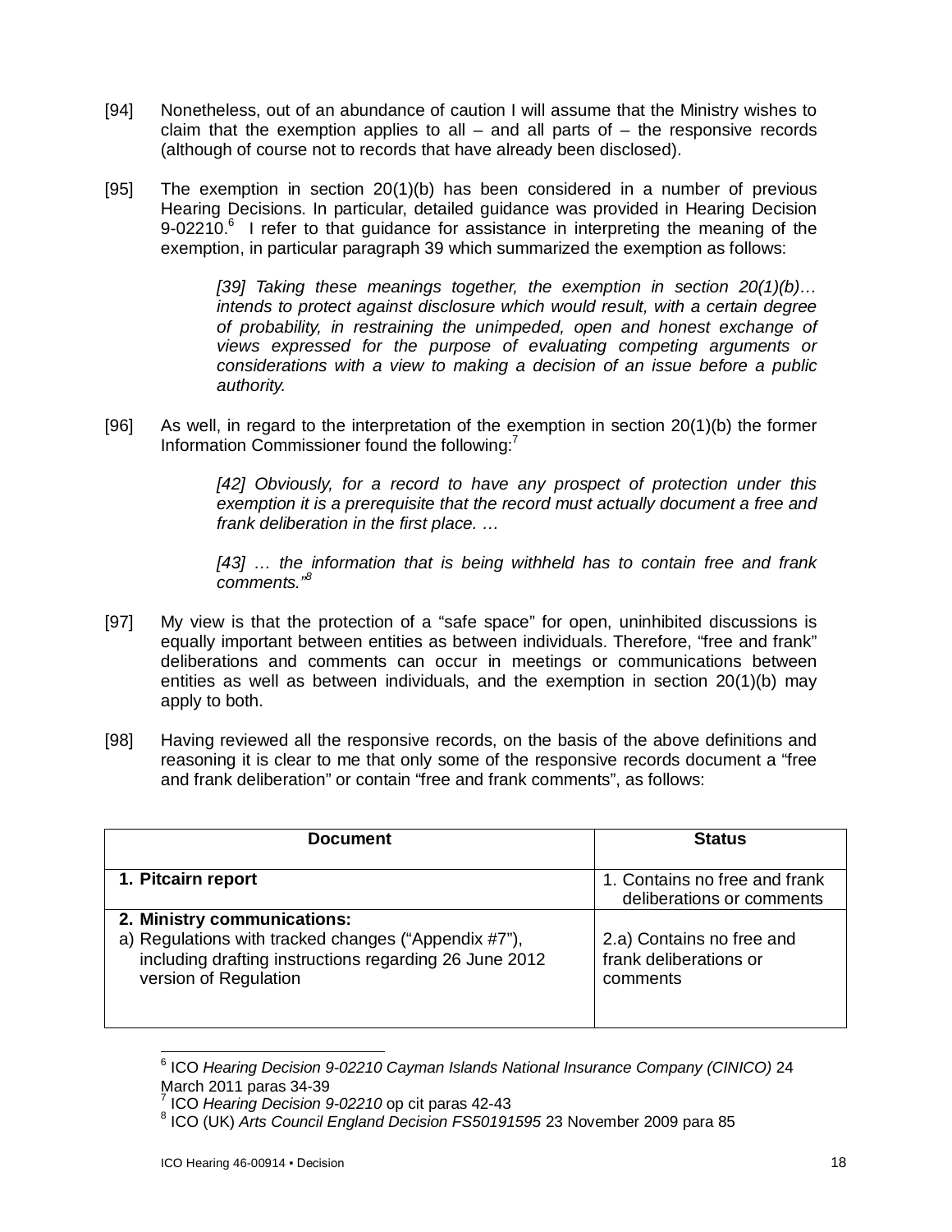[94] Nonetheless, out of an abundance of caution I will assume that the Ministry wishes to claim that the exemption applies to all – and all parts of – the responsive records (although of course not to records that have already been disclosed).

[95] The exemption in section 20(1)(b) has been considered in a number of previous Hearing Decisions. In particular, detailed guidance was provided in Hearing Decision 9-02210.[6] I refer to that guidance for assistance in interpreting the meaning of the exemption, in particular paragraph 39 which summarized the exemption as follows:

> *[39] Taking these meanings together, the exemption in section 20(1)(b)… intends to protect against disclosure which would result, with a certain degree of probability, in restraining the unimpeded, open and honest exchange of views expressed for the purpose of evaluating competing arguments or considerations with a view to making a decision of an issue before a public authority.*

[96] As well, in regard to the interpretation of the exemption in section 20(1)(b) the former Information Commissioner found the following:[7]

> *[42] Obviously, for a record to have any prospect of protection under this exemption it is a prerequisite that the record must actually document a free and frank deliberation in the first place. …*
>
> *[43] … the information that is being withheld has to contain free and frank comments."[8]*

[97] My view is that the protection of a "safe space" for open, uninhibited discussions is equally important between entities as between individuals. Therefore, "free and frank" deliberations and comments can occur in meetings or communications between entities as well as between individuals, and the exemption in section 20(1)(b) may apply to both.

[98] Having reviewed all the responsive records, on the basis of the above definitions and reasoning it is clear to me that only some of the responsive records document a "free and frank deliberation" or contain "free and frank comments", as follows:

| Document | Status |
|---|---|
| **1. Pitcairn report** | 1. Contains no free and frank deliberations or comments |
| **2. Ministry communications:**<br>a) Regulations with tracked changes ("Appendix #7"), including drafting instructions regarding 26 June 2012 version of Regulation | 2.a) Contains no free and frank deliberations or comments |

[6] ICO *Hearing Decision 9-02210 Cayman Islands National Insurance Company (CINICO)* 24 March 2011 paras 34-39

[7] ICO *Hearing Decision 9-02210* op cit paras 42-43

[8] ICO (UK) *Arts Council England Decision FS50191595* 23 November 2009 para 85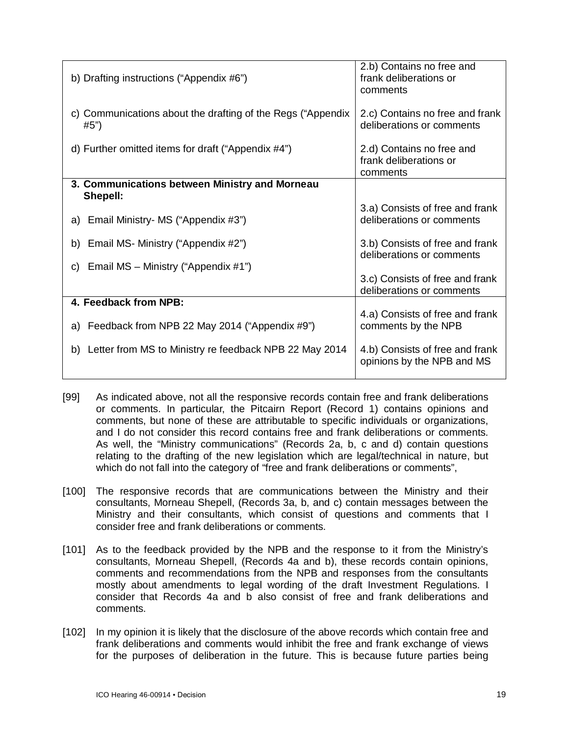| | |
|---|---|
| b) Drafting instructions ("Appendix #6") | 2.b) Contains no free and frank deliberations or comments |
| c) Communications about the drafting of the Regs ("Appendix #5") | 2.c) Contains no free and frank deliberations or comments |
| d) Further omitted items for draft ("Appendix #4") | 2.d) Contains no free and frank deliberations or comments |
| **3. Communications between Ministry and Morneau Shepell:** | |
| a) Email Ministry- MS ("Appendix #3") | 3.a) Consists of free and frank deliberations or comments |
| b) Email MS- Ministry ("Appendix #2") | 3.b) Consists of free and frank deliberations or comments |
| c) Email MS – Ministry ("Appendix #1") | 3.c) Consists of free and frank deliberations or comments |
| **4. Feedback from NPB:** | |
| a) Feedback from NPB 22 May 2014 ("Appendix #9") | 4.a) Consists of free and frank comments by the NPB |
| b) Letter from MS to Ministry re feedback NPB 22 May 2014 | 4.b) Consists of free and frank opinions by the NPB and MS |

[99] As indicated above, not all the responsive records contain free and frank deliberations or comments. In particular, the Pitcairn Report (Record 1) contains opinions and comments, but none of these are attributable to specific individuals or organizations, and I do not consider this record contains free and frank deliberations or comments. As well, the "Ministry communications" (Records 2a, b, c and d) contain questions relating to the drafting of the new legislation which are legal/technical in nature, but which do not fall into the category of "free and frank deliberations or comments",

[100] The responsive records that are communications between the Ministry and their consultants, Morneau Shepell, (Records 3a, b, and c) contain messages between the Ministry and their consultants, which consist of questions and comments that I consider free and frank deliberations or comments.

[101] As to the feedback provided by the NPB and the response to it from the Ministry's consultants, Morneau Shepell, (Records 4a and b), these records contain opinions, comments and recommendations from the NPB and responses from the consultants mostly about amendments to legal wording of the draft Investment Regulations. I consider that Records 4a and b also consist of free and frank deliberations and comments.

[102] In my opinion it is likely that the disclosure of the above records which contain free and frank deliberations and comments would inhibit the free and frank exchange of views for the purposes of deliberation in the future. This is because future parties being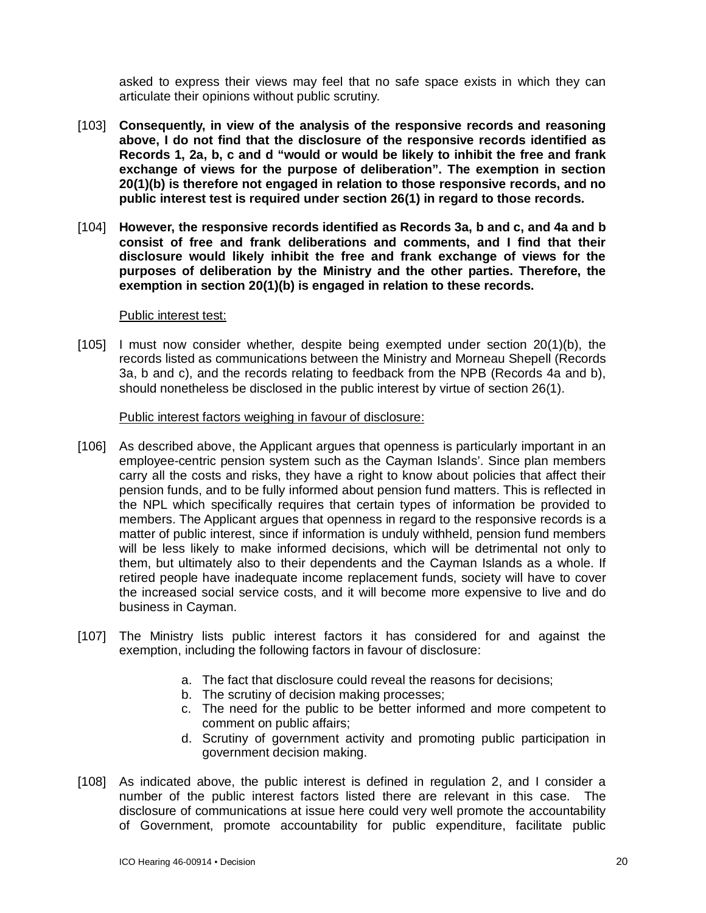asked to express their views may feel that no safe space exists in which they can articulate their opinions without public scrutiny.

[103] **Consequently, in view of the analysis of the responsive records and reasoning above, I do not find that the disclosure of the responsive records identified as Records 1, 2a, b, c and d "would or would be likely to inhibit the free and frank exchange of views for the purpose of deliberation". The exemption in section 20(1)(b) is therefore not engaged in relation to those responsive records, and no public interest test is required under section 26(1) in regard to those records.**

[104] **However, the responsive records identified as Records 3a, b and c, and 4a and b consist of free and frank deliberations and comments, and I find that their disclosure would likely inhibit the free and frank exchange of views for the purposes of deliberation by the Ministry and the other parties. Therefore, the exemption in section 20(1)(b) is engaged in relation to these records.**

Public interest test:

[105] I must now consider whether, despite being exempted under section 20(1)(b), the records listed as communications between the Ministry and Morneau Shepell (Records 3a, b and c), and the records relating to feedback from the NPB (Records 4a and b), should nonetheless be disclosed in the public interest by virtue of section 26(1).

Public interest factors weighing in favour of disclosure:

[106] As described above, the Applicant argues that openness is particularly important in an employee-centric pension system such as the Cayman Islands'. Since plan members carry all the costs and risks, they have a right to know about policies that affect their pension funds, and to be fully informed about pension fund matters. This is reflected in the NPL which specifically requires that certain types of information be provided to members. The Applicant argues that openness in regard to the responsive records is a matter of public interest, since if information is unduly withheld, pension fund members will be less likely to make informed decisions, which will be detrimental not only to them, but ultimately also to their dependents and the Cayman Islands as a whole. If retired people have inadequate income replacement funds, society will have to cover the increased social service costs, and it will become more expensive to live and do business in Cayman.

[107] The Ministry lists public interest factors it has considered for and against the exemption, including the following factors in favour of disclosure:

a. The fact that disclosure could reveal the reasons for decisions;
b. The scrutiny of decision making processes;
c. The need for the public to be better informed and more competent to comment on public affairs;
d. Scrutiny of government activity and promoting public participation in government decision making.

[108] As indicated above, the public interest is defined in regulation 2, and I consider a number of the public interest factors listed there are relevant in this case. The disclosure of communications at issue here could very well promote the accountability of Government, promote accountability for public expenditure, facilitate public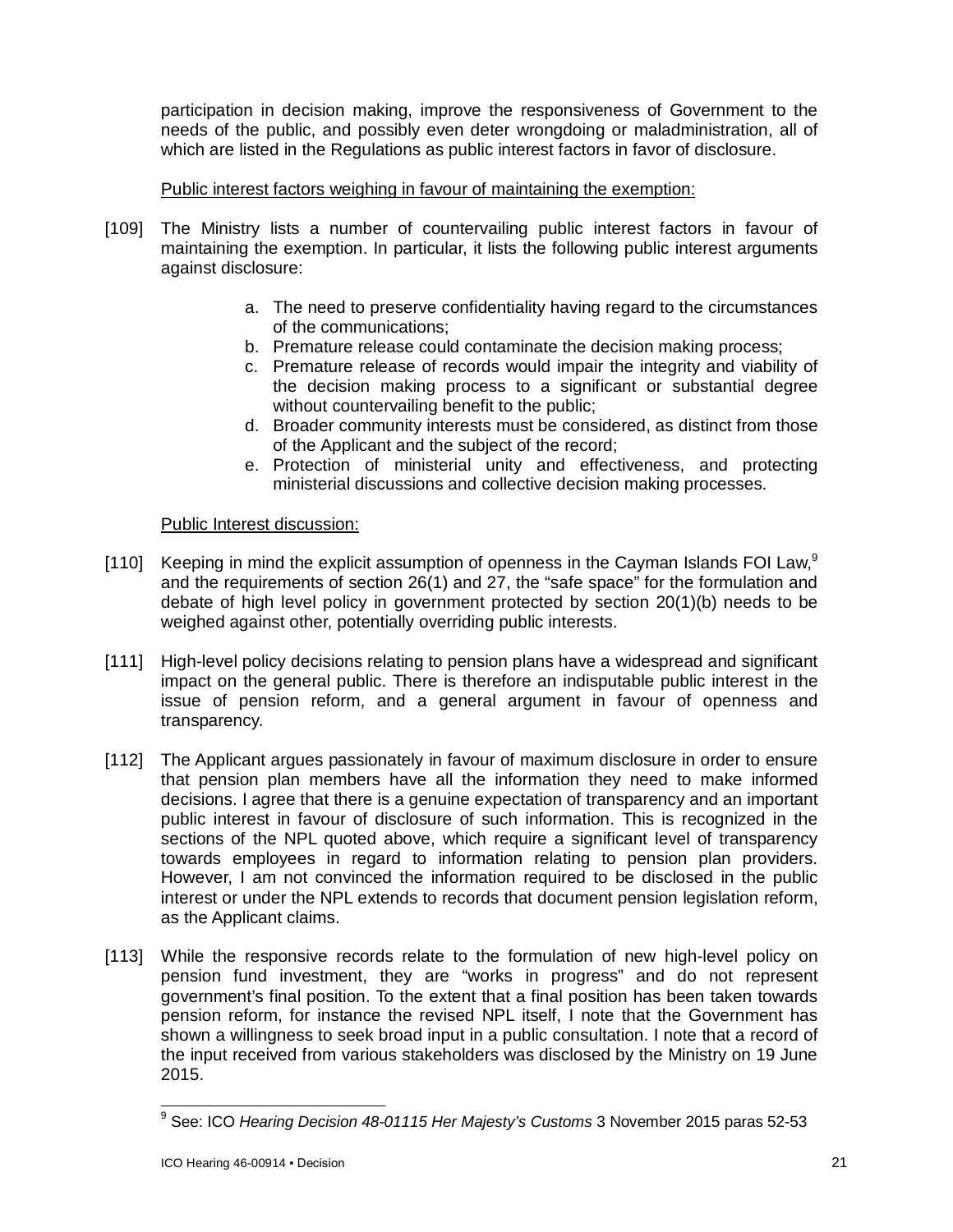participation in decision making, improve the responsiveness of Government to the needs of the public, and possibly even deter wrongdoing or maladministration, all of which are listed in the Regulations as public interest factors in favor of disclosure.

Public interest factors weighing in favour of maintaining the exemption:

[109] The Ministry lists a number of countervailing public interest factors in favour of maintaining the exemption. In particular, it lists the following public interest arguments against disclosure:

a. The need to preserve confidentiality having regard to the circumstances of the communications;
b. Premature release could contaminate the decision making process;
c. Premature release of records would impair the integrity and viability of the decision making process to a significant or substantial degree without countervailing benefit to the public;
d. Broader community interests must be considered, as distinct from those of the Applicant and the subject of the record;
e. Protection of ministerial unity and effectiveness, and protecting ministerial discussions and collective decision making processes.

Public Interest discussion:

[110] Keeping in mind the explicit assumption of openness in the Cayman Islands FOI Law,[9] and the requirements of section 26(1) and 27, the "safe space" for the formulation and debate of high level policy in government protected by section 20(1)(b) needs to be weighed against other, potentially overriding public interests.

[111] High-level policy decisions relating to pension plans have a widespread and significant impact on the general public. There is therefore an indisputable public interest in the issue of pension reform, and a general argument in favour of openness and transparency.

[112] The Applicant argues passionately in favour of maximum disclosure in order to ensure that pension plan members have all the information they need to make informed decisions. I agree that there is a genuine expectation of transparency and an important public interest in favour of disclosure of such information. This is recognized in the sections of the NPL quoted above, which require a significant level of transparency towards employees in regard to information relating to pension plan providers. However, I am not convinced the information required to be disclosed in the public interest or under the NPL extends to records that document pension legislation reform, as the Applicant claims.

[113] While the responsive records relate to the formulation of new high-level policy on pension fund investment, they are "works in progress" and do not represent government's final position. To the extent that a final position has been taken towards pension reform, for instance the revised NPL itself, I note that the Government has shown a willingness to seek broad input in a public consultation. I note that a record of the input received from various stakeholders was disclosed by the Ministry on 19 June 2015.

[9] See: ICO *Hearing Decision 48-01115 Her Majesty's Customs* 3 November 2015 paras 52-53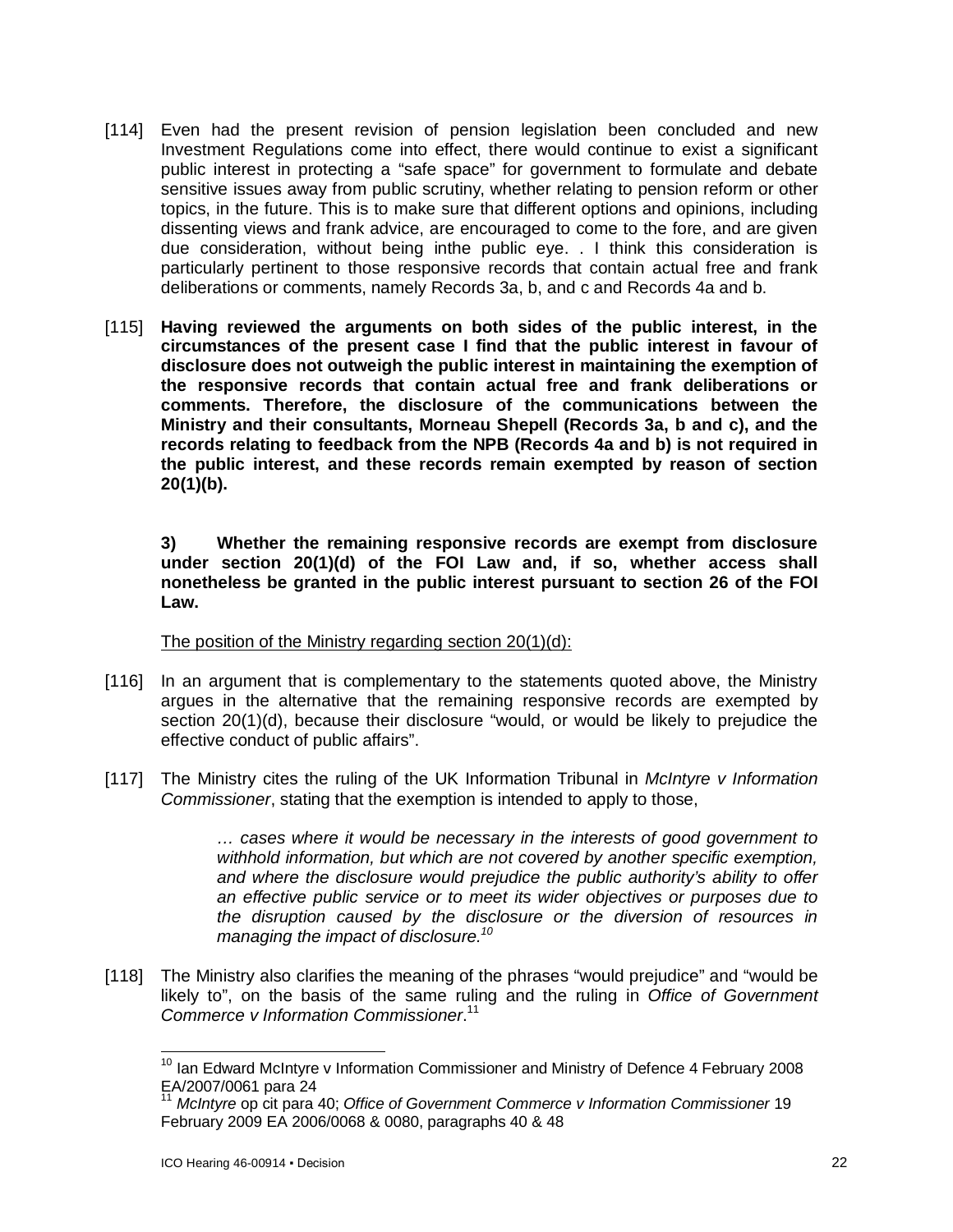[114] Even had the present revision of pension legislation been concluded and new Investment Regulations come into effect, there would continue to exist a significant public interest in protecting a "safe space" for government to formulate and debate sensitive issues away from public scrutiny, whether relating to pension reform or other topics, in the future. This is to make sure that different options and opinions, including dissenting views and frank advice, are encouraged to come to the fore, and are given due consideration, without being inthe public eye. . I think this consideration is particularly pertinent to those responsive records that contain actual free and frank deliberations or comments, namely Records 3a, b, and c and Records 4a and b.

[115] **Having reviewed the arguments on both sides of the public interest, in the circumstances of the present case I find that the public interest in favour of disclosure does not outweigh the public interest in maintaining the exemption of the responsive records that contain actual free and frank deliberations or comments. Therefore, the disclosure of the communications between the Ministry and their consultants, Morneau Shepell (Records 3a, b and c), and the records relating to feedback from the NPB (Records 4a and b) is not required in the public interest, and these records remain exempted by reason of section 20(1)(b).**

**3) Whether the remaining responsive records are exempt from disclosure under section 20(1)(d) of the FOI Law and, if so, whether access shall nonetheless be granted in the public interest pursuant to section 26 of the FOI Law.**

The position of the Ministry regarding section 20(1)(d):

[116] In an argument that is complementary to the statements quoted above, the Ministry argues in the alternative that the remaining responsive records are exempted by section 20(1)(d), because their disclosure "would, or would be likely to prejudice the effective conduct of public affairs".

[117] The Ministry cites the ruling of the UK Information Tribunal in *McIntyre v Information Commissioner*, stating that the exemption is intended to apply to those,

> *… cases where it would be necessary in the interests of good government to withhold information, but which are not covered by another specific exemption, and where the disclosure would prejudice the public authority's ability to offer an effective public service or to meet its wider objectives or purposes due to the disruption caused by the disclosure or the diversion of resources in managing the impact of disclosure.*[10]

[118] The Ministry also clarifies the meaning of the phrases "would prejudice" and "would be likely to", on the basis of the same ruling and the ruling in *Office of Government Commerce v Information Commissioner*.[11]

---

[10] Ian Edward McIntyre v Information Commissioner and Ministry of Defence 4 February 2008 EA/2007/0061 para 24

[11] *McIntyre* op cit para 40; *Office of Government Commerce v Information Commissioner* 19 February 2009 EA 2006/0068 & 0080, paragraphs 40 & 48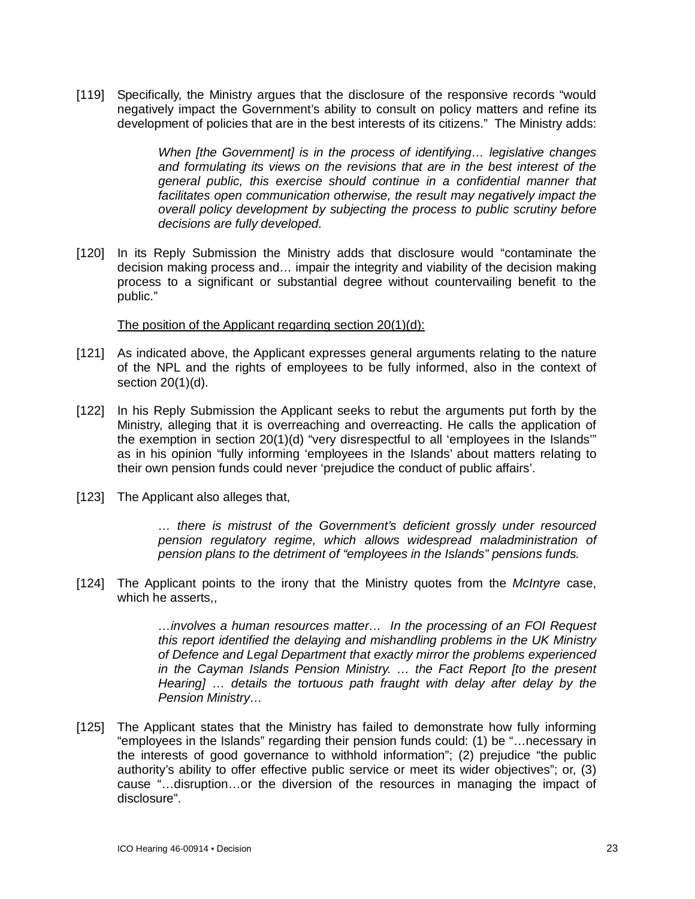[119] Specifically, the Ministry argues that the disclosure of the responsive records "would negatively impact the Government's ability to consult on policy matters and refine its development of policies that are in the best interests of its citizens." The Ministry adds:

> *When [the Government] is in the process of identifying… legislative changes and formulating its views on the revisions that are in the best interest of the general public, this exercise should continue in a confidential manner that facilitates open communication otherwise, the result may negatively impact the overall policy development by subjecting the process to public scrutiny before decisions are fully developed.*

[120] In its Reply Submission the Ministry adds that disclosure would "contaminate the decision making process and… impair the integrity and viability of the decision making process to a significant or substantial degree without countervailing benefit to the public."

<u>The position of the Applicant regarding section 20(1)(d):</u>

[121] As indicated above, the Applicant expresses general arguments relating to the nature of the NPL and the rights of employees to be fully informed, also in the context of section 20(1)(d).

[122] In his Reply Submission the Applicant seeks to rebut the arguments put forth by the Ministry, alleging that it is overreaching and overreacting. He calls the application of the exemption in section 20(1)(d) "very disrespectful to all 'employees in the Islands'" as in his opinion "fully informing 'employees in the Islands' about matters relating to their own pension funds could never 'prejudice the conduct of public affairs'.

[123] The Applicant also alleges that,

> *… there is mistrust of the Government's deficient grossly under resourced pension regulatory regime, which allows widespread maladministration of pension plans to the detriment of "employees in the Islands" pensions funds.*

[124] The Applicant points to the irony that the Ministry quotes from the *McIntyre* case, which he asserts,,

> *…involves a human resources matter… In the processing of an FOI Request this report identified the delaying and mishandling problems in the UK Ministry of Defence and Legal Department that exactly mirror the problems experienced in the Cayman Islands Pension Ministry. … the Fact Report [to the present Hearing] … details the tortuous path fraught with delay after delay by the Pension Ministry…*

[125] The Applicant states that the Ministry has failed to demonstrate how fully informing "employees in the Islands" regarding their pension funds could: (1) be "…necessary in the interests of good governance to withhold information"; (2) prejudice "the public authority's ability to offer effective public service or meet its wider objectives"; or, (3) cause "…disruption…or the diversion of the resources in managing the impact of disclosure".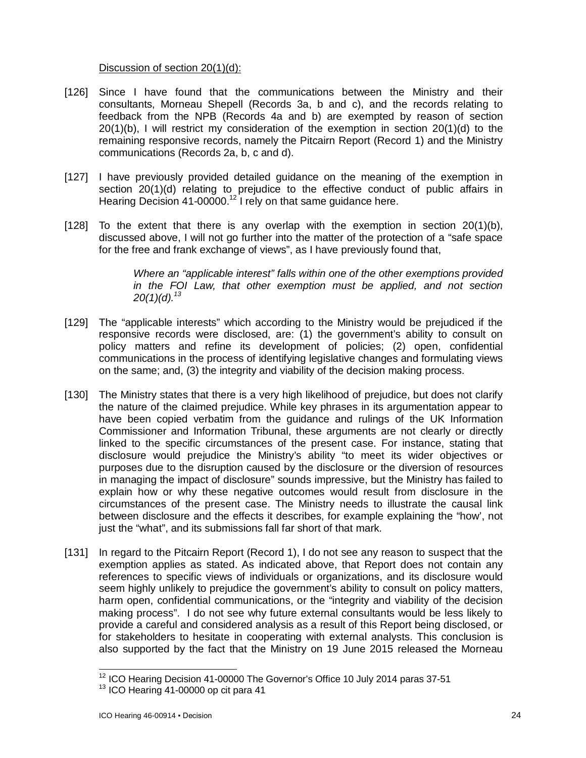Discussion of section 20(1)(d):

[126] Since I have found that the communications between the Ministry and their consultants, Morneau Shepell (Records 3a, b and c), and the records relating to feedback from the NPB (Records 4a and b) are exempted by reason of section 20(1)(b), I will restrict my consideration of the exemption in section 20(1)(d) to the remaining responsive records, namely the Pitcairn Report (Record 1) and the Ministry communications (Records 2a, b, c and d).

[127] I have previously provided detailed guidance on the meaning of the exemption in section 20(1)(d) relating to prejudice to the effective conduct of public affairs in Hearing Decision 41-00000.[12] I rely on that same guidance here.

[128] To the extent that there is any overlap with the exemption in section 20(1)(b), discussed above, I will not go further into the matter of the protection of a "safe space for the free and frank exchange of views", as I have previously found that,

> *Where an "applicable interest" falls within one of the other exemptions provided in the FOI Law, that other exemption must be applied, and not section 20(1)(d).*[13]

[129] The "applicable interests" which according to the Ministry would be prejudiced if the responsive records were disclosed, are: (1) the government's ability to consult on policy matters and refine its development of policies; (2) open, confidential communications in the process of identifying legislative changes and formulating views on the same; and, (3) the integrity and viability of the decision making process.

[130] The Ministry states that there is a very high likelihood of prejudice, but does not clarify the nature of the claimed prejudice. While key phrases in its argumentation appear to have been copied verbatim from the guidance and rulings of the UK Information Commissioner and Information Tribunal, these arguments are not clearly or directly linked to the specific circumstances of the present case. For instance, stating that disclosure would prejudice the Ministry's ability "to meet its wider objectives or purposes due to the disruption caused by the disclosure or the diversion of resources in managing the impact of disclosure" sounds impressive, but the Ministry has failed to explain how or why these negative outcomes would result from disclosure in the circumstances of the present case. The Ministry needs to illustrate the causal link between disclosure and the effects it describes, for example explaining the "how', not just the "what", and its submissions fall far short of that mark.

[131] In regard to the Pitcairn Report (Record 1), I do not see any reason to suspect that the exemption applies as stated. As indicated above, that Report does not contain any references to specific views of individuals or organizations, and its disclosure would seem highly unlikely to prejudice the government's ability to consult on policy matters, harm open, confidential communications, or the "integrity and viability of the decision making process". I do not see why future external consultants would be less likely to provide a careful and considered analysis as a result of this Report being disclosed, or for stakeholders to hesitate in cooperating with external analysts. This conclusion is also supported by the fact that the Ministry on 19 June 2015 released the Morneau

---

[12] ICO Hearing Decision 41-00000 The Governor's Office 10 July 2014 paras 37-51

[13] ICO Hearing 41-00000 op cit para 41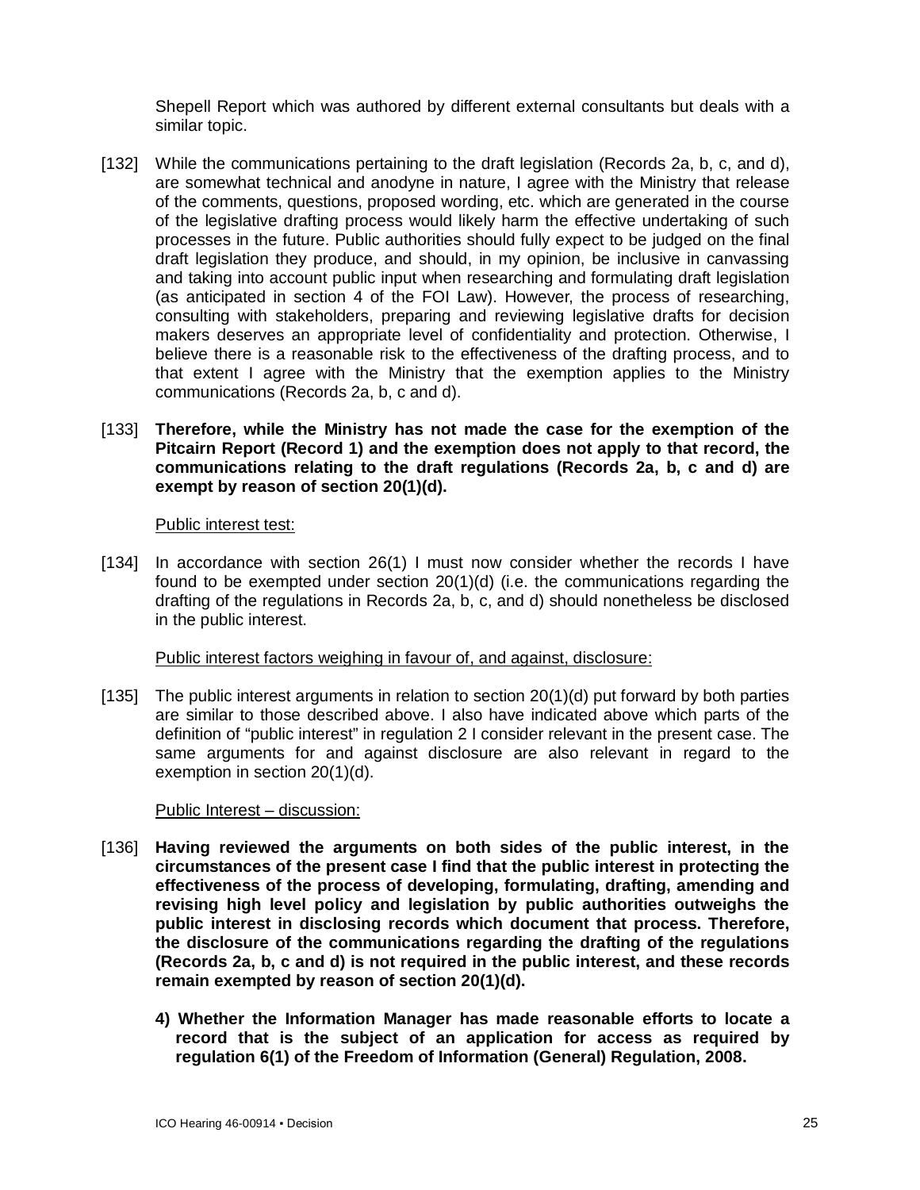Shepell Report which was authored by different external consultants but deals with a similar topic.

[132] While the communications pertaining to the draft legislation (Records 2a, b, c, and d), are somewhat technical and anodyne in nature, I agree with the Ministry that release of the comments, questions, proposed wording, etc. which are generated in the course of the legislative drafting process would likely harm the effective undertaking of such processes in the future. Public authorities should fully expect to be judged on the final draft legislation they produce, and should, in my opinion, be inclusive in canvassing and taking into account public input when researching and formulating draft legislation (as anticipated in section 4 of the FOI Law). However, the process of researching, consulting with stakeholders, preparing and reviewing legislative drafts for decision makers deserves an appropriate level of confidentiality and protection. Otherwise, I believe there is a reasonable risk to the effectiveness of the drafting process, and to that extent I agree with the Ministry that the exemption applies to the Ministry communications (Records 2a, b, c and d).

[133] **Therefore, while the Ministry has not made the case for the exemption of the Pitcairn Report (Record 1) and the exemption does not apply to that record, the communications relating to the draft regulations (Records 2a, b, c and d) are exempt by reason of section 20(1)(d).**

Public interest test:

[134] In accordance with section 26(1) I must now consider whether the records I have found to be exempted under section 20(1)(d) (i.e. the communications regarding the drafting of the regulations in Records 2a, b, c, and d) should nonetheless be disclosed in the public interest.

Public interest factors weighing in favour of, and against, disclosure:

[135] The public interest arguments in relation to section 20(1)(d) put forward by both parties are similar to those described above. I also have indicated above which parts of the definition of "public interest" in regulation 2 I consider relevant in the present case. The same arguments for and against disclosure are also relevant in regard to the exemption in section 20(1)(d).

Public Interest – discussion:

[136] **Having reviewed the arguments on both sides of the public interest, in the circumstances of the present case I find that the public interest in protecting the effectiveness of the process of developing, formulating, drafting, amending and revising high level policy and legislation by public authorities outweighs the public interest in disclosing records which document that process. Therefore, the disclosure of the communications regarding the drafting of the regulations (Records 2a, b, c and d) is not required in the public interest, and these records remain exempted by reason of section 20(1)(d).**

**4) Whether the Information Manager has made reasonable efforts to locate a record that is the subject of an application for access as required by regulation 6(1) of the Freedom of Information (General) Regulation, 2008.**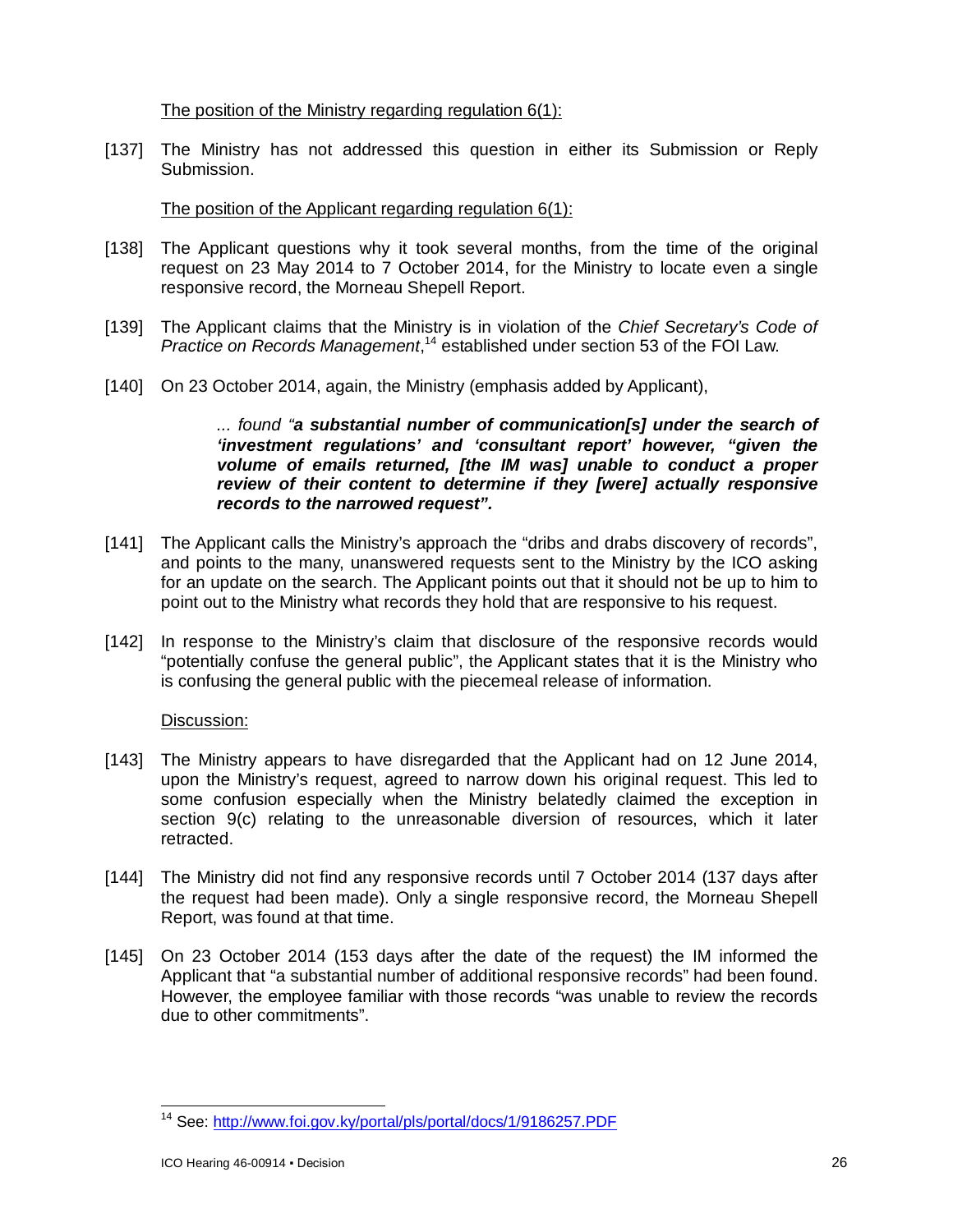The position of the Ministry regarding regulation 6(1):

[137] The Ministry has not addressed this question in either its Submission or Reply Submission.

The position of the Applicant regarding regulation 6(1):

[138] The Applicant questions why it took several months, from the time of the original request on 23 May 2014 to 7 October 2014, for the Ministry to locate even a single responsive record, the Morneau Shepell Report.

[139] The Applicant claims that the Ministry is in violation of the *Chief Secretary's Code of Practice on Records Management*,[14] established under section 53 of the FOI Law.

[140] On 23 October 2014, again, the Ministry (emphasis added by Applicant),

> *... found "**a substantial number of communication[s] under the search of 'investment regulations' and 'consultant report' however, "given the volume of emails returned, [the IM was] unable to conduct a proper review of their content to determine if they [were] actually responsive records to the narrowed request".***

[141] The Applicant calls the Ministry's approach the "dribs and drabs discovery of records", and points to the many, unanswered requests sent to the Ministry by the ICO asking for an update on the search. The Applicant points out that it should not be up to him to point out to the Ministry what records they hold that are responsive to his request.

[142] In response to the Ministry's claim that disclosure of the responsive records would "potentially confuse the general public", the Applicant states that it is the Ministry who is confusing the general public with the piecemeal release of information.

Discussion:

[143] The Ministry appears to have disregarded that the Applicant had on 12 June 2014, upon the Ministry's request, agreed to narrow down his original request. This led to some confusion especially when the Ministry belatedly claimed the exception in section 9(c) relating to the unreasonable diversion of resources, which it later retracted.

[144] The Ministry did not find any responsive records until 7 October 2014 (137 days after the request had been made). Only a single responsive record, the Morneau Shepell Report, was found at that time.

[145] On 23 October 2014 (153 days after the date of the request) the IM informed the Applicant that "a substantial number of additional responsive records" had been found. However, the employee familiar with those records "was unable to review the records due to other commitments".

[14] See: http://www.foi.gov.ky/portal/pls/portal/docs/1/9186257.PDF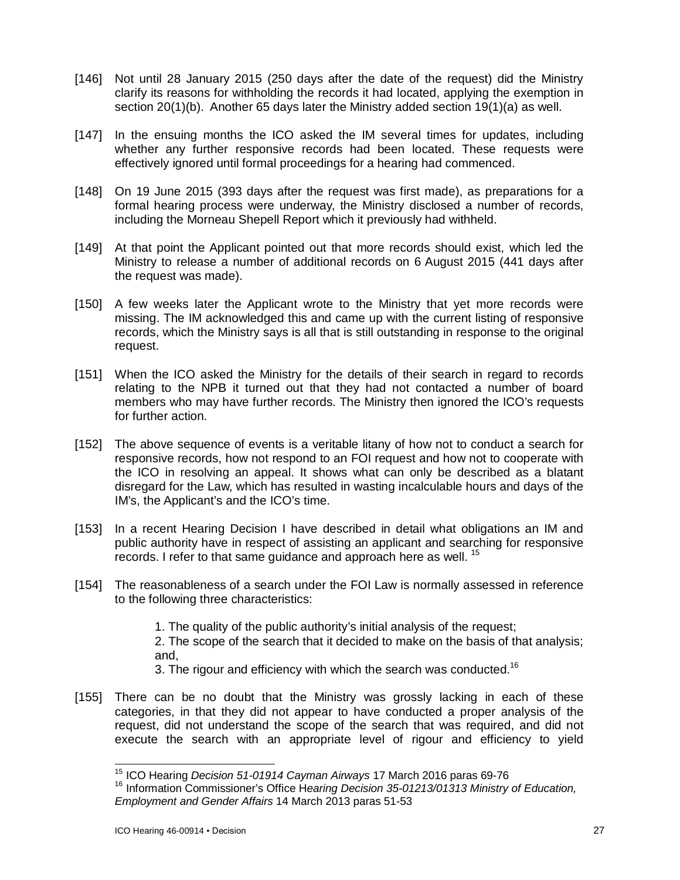[146] Not until 28 January 2015 (250 days after the date of the request) did the Ministry clarify its reasons for withholding the records it had located, applying the exemption in section 20(1)(b). Another 65 days later the Ministry added section 19(1)(a) as well.

[147] In the ensuing months the ICO asked the IM several times for updates, including whether any further responsive records had been located. These requests were effectively ignored until formal proceedings for a hearing had commenced.

[148] On 19 June 2015 (393 days after the request was first made), as preparations for a formal hearing process were underway, the Ministry disclosed a number of records, including the Morneau Shepell Report which it previously had withheld.

[149] At that point the Applicant pointed out that more records should exist, which led the Ministry to release a number of additional records on 6 August 2015 (441 days after the request was made).

[150] A few weeks later the Applicant wrote to the Ministry that yet more records were missing. The IM acknowledged this and came up with the current listing of responsive records, which the Ministry says is all that is still outstanding in response to the original request.

[151] When the ICO asked the Ministry for the details of their search in regard to records relating to the NPB it turned out that they had not contacted a number of board members who may have further records. The Ministry then ignored the ICO's requests for further action.

[152] The above sequence of events is a veritable litany of how not to conduct a search for responsive records, how not respond to an FOI request and how not to cooperate with the ICO in resolving an appeal. It shows what can only be described as a blatant disregard for the Law, which has resulted in wasting incalculable hours and days of the IM's, the Applicant's and the ICO's time.

[153] In a recent Hearing Decision I have described in detail what obligations an IM and public authority have in respect of assisting an applicant and searching for responsive records. I refer to that same guidance and approach here as well. [15]

[154] The reasonableness of a search under the FOI Law is normally assessed in reference to the following three characteristics:

> 1. The quality of the public authority's initial analysis of the request;
> 2. The scope of the search that it decided to make on the basis of that analysis; and,
> 3. The rigour and efficiency with which the search was conducted.[16]

[155] There can be no doubt that the Ministry was grossly lacking in each of these categories, in that they did not appear to have conducted a proper analysis of the request, did not understand the scope of the search that was required, and did not execute the search with an appropriate level of rigour and efficiency to yield

---

[15] ICO Hearing *Decision 51-01914 Cayman Airways* 17 March 2016 paras 69-76

[16] Information Commissioner's Office H*earing Decision 35-01213/01313 Ministry of Education, Employment and Gender Affairs* 14 March 2013 paras 51-53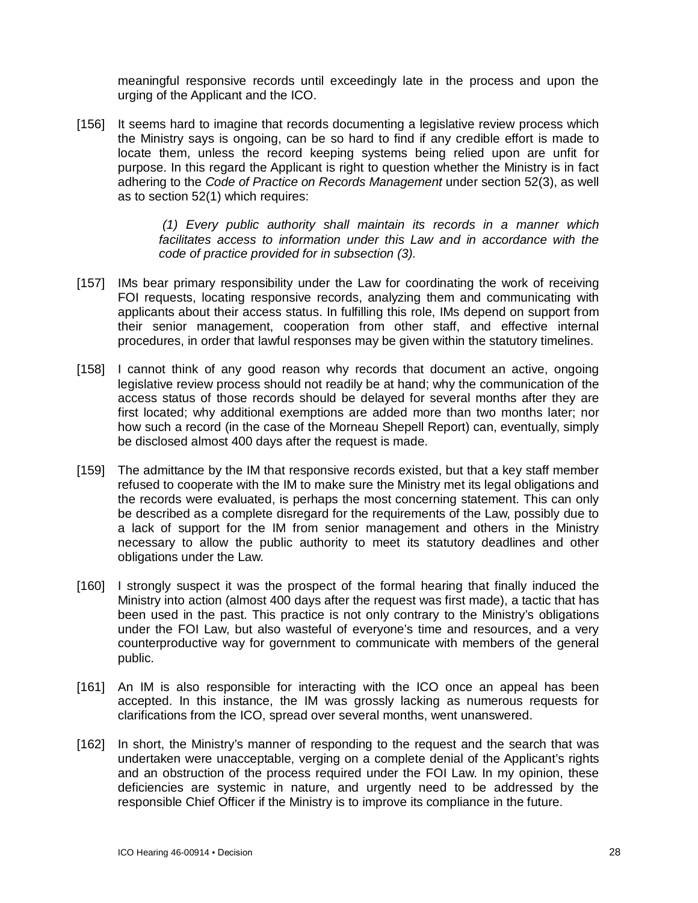meaningful responsive records until exceedingly late in the process and upon the urging of the Applicant and the ICO.

[156] It seems hard to imagine that records documenting a legislative review process which the Ministry says is ongoing, can be so hard to find if any credible effort is made to locate them, unless the record keeping systems being relied upon are unfit for purpose. In this regard the Applicant is right to question whether the Ministry is in fact adhering to the *Code of Practice on Records Management* under section 52(3), as well as to section 52(1) which requires:

> *(1) Every public authority shall maintain its records in a manner which facilitates access to information under this Law and in accordance with the code of practice provided for in subsection (3).*

[157] IMs bear primary responsibility under the Law for coordinating the work of receiving FOI requests, locating responsive records, analyzing them and communicating with applicants about their access status. In fulfilling this role, IMs depend on support from their senior management, cooperation from other staff, and effective internal procedures, in order that lawful responses may be given within the statutory timelines.

[158] I cannot think of any good reason why records that document an active, ongoing legislative review process should not readily be at hand; why the communication of the access status of those records should be delayed for several months after they are first located; why additional exemptions are added more than two months later; nor how such a record (in the case of the Morneau Shepell Report) can, eventually, simply be disclosed almost 400 days after the request is made.

[159] The admittance by the IM that responsive records existed, but that a key staff member refused to cooperate with the IM to make sure the Ministry met its legal obligations and the records were evaluated, is perhaps the most concerning statement. This can only be described as a complete disregard for the requirements of the Law, possibly due to a lack of support for the IM from senior management and others in the Ministry necessary to allow the public authority to meet its statutory deadlines and other obligations under the Law.

[160] I strongly suspect it was the prospect of the formal hearing that finally induced the Ministry into action (almost 400 days after the request was first made), a tactic that has been used in the past. This practice is not only contrary to the Ministry's obligations under the FOI Law, but also wasteful of everyone's time and resources, and a very counterproductive way for government to communicate with members of the general public.

[161] An IM is also responsible for interacting with the ICO once an appeal has been accepted. In this instance, the IM was grossly lacking as numerous requests for clarifications from the ICO, spread over several months, went unanswered.

[162] In short, the Ministry's manner of responding to the request and the search that was undertaken were unacceptable, verging on a complete denial of the Applicant's rights and an obstruction of the process required under the FOI Law. In my opinion, these deficiencies are systemic in nature, and urgently need to be addressed by the responsible Chief Officer if the Ministry is to improve its compliance in the future.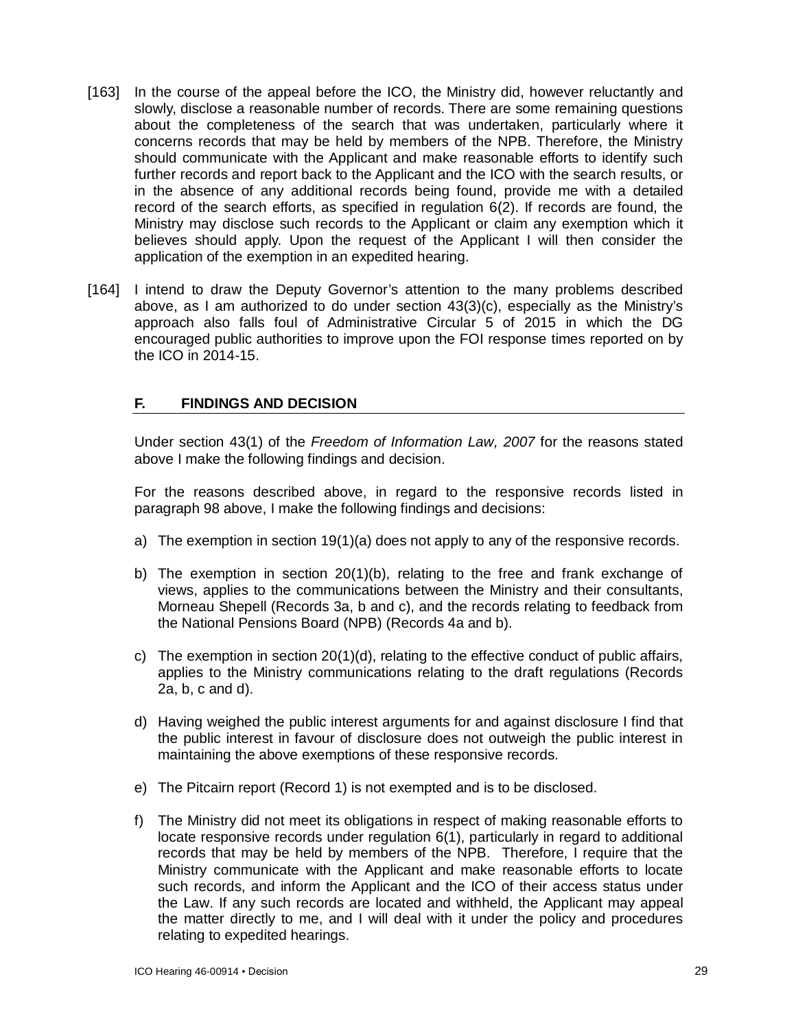[163] In the course of the appeal before the ICO, the Ministry did, however reluctantly and slowly, disclose a reasonable number of records. There are some remaining questions about the completeness of the search that was undertaken, particularly where it concerns records that may be held by members of the NPB. Therefore, the Ministry should communicate with the Applicant and make reasonable efforts to identify such further records and report back to the Applicant and the ICO with the search results, or in the absence of any additional records being found, provide me with a detailed record of the search efforts, as specified in regulation 6(2). If records are found, the Ministry may disclose such records to the Applicant or claim any exemption which it believes should apply. Upon the request of the Applicant I will then consider the application of the exemption in an expedited hearing.

[164] I intend to draw the Deputy Governor's attention to the many problems described above, as I am authorized to do under section 43(3)(c), especially as the Ministry's approach also falls foul of Administrative Circular 5 of 2015 in which the DG encouraged public authorities to improve upon the FOI response times reported on by the ICO in 2014-15.

## F. FINDINGS AND DECISION

Under section 43(1) of the *Freedom of Information Law, 2007* for the reasons stated above I make the following findings and decision.

For the reasons described above, in regard to the responsive records listed in paragraph 98 above, I make the following findings and decisions:

a) The exemption in section 19(1)(a) does not apply to any of the responsive records.

b) The exemption in section 20(1)(b), relating to the free and frank exchange of views, applies to the communications between the Ministry and their consultants, Morneau Shepell (Records 3a, b and c), and the records relating to feedback from the National Pensions Board (NPB) (Records 4a and b).

c) The exemption in section 20(1)(d), relating to the effective conduct of public affairs, applies to the Ministry communications relating to the draft regulations (Records 2a, b, c and d).

d) Having weighed the public interest arguments for and against disclosure I find that the public interest in favour of disclosure does not outweigh the public interest in maintaining the above exemptions of these responsive records.

e) The Pitcairn report (Record 1) is not exempted and is to be disclosed.

f) The Ministry did not meet its obligations in respect of making reasonable efforts to locate responsive records under regulation 6(1), particularly in regard to additional records that may be held by members of the NPB. Therefore, I require that the Ministry communicate with the Applicant and make reasonable efforts to locate such records, and inform the Applicant and the ICO of their access status under the Law. If any such records are located and withheld, the Applicant may appeal the matter directly to me, and I will deal with it under the policy and procedures relating to expedited hearings.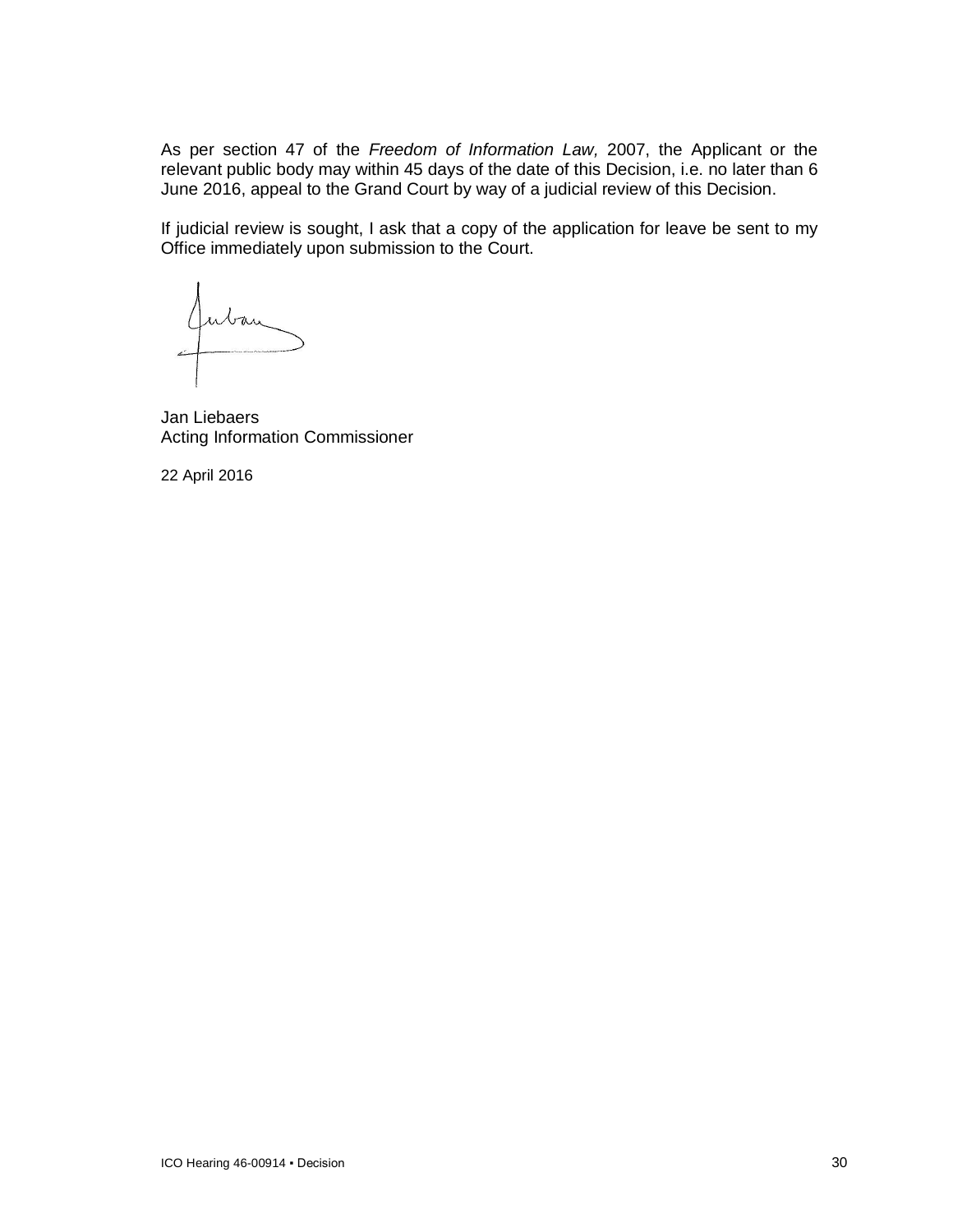As per section 47 of the *Freedom of Information Law,* 2007, the Applicant or the relevant public body may within 45 days of the date of this Decision, i.e. no later than 6 June 2016, appeal to the Grand Court by way of a judicial review of this Decision.

If judicial review is sought, I ask that a copy of the application for leave be sent to my Office immediately upon submission to the Court.

Jan Liebaers
Acting Information Commissioner

22 April 2016